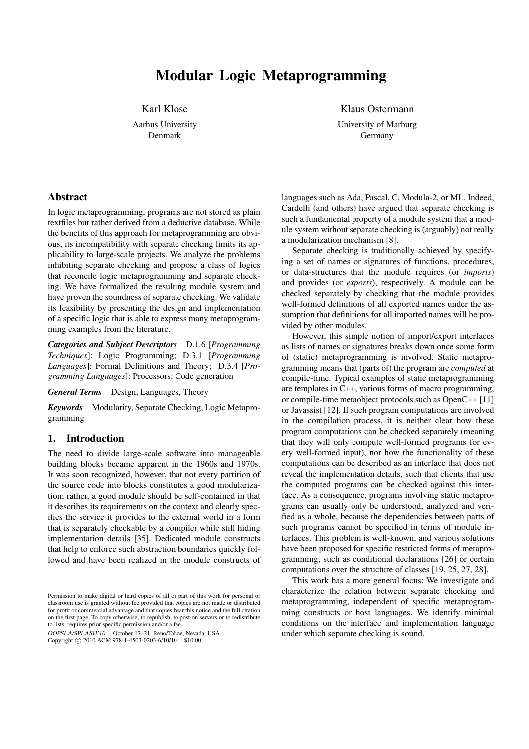# Modular Logic Metaprogramming

Karl Klose
Aarhus University
Denmark

Klaus Ostermann
University of Marburg
Germany

## Abstract

In logic metaprogramming, programs are not stored as plain textfiles but rather derived from a deductive database. While the benefits of this approach for metaprogramming are obvious, its incompatibility with separate checking limits its applicability to large-scale projects. We analyze the problems inhibiting separate checking and propose a class of logics that reconcile logic metaprogramming and separate checking. We have formalized the resulting module system and have proven the soundness of separate checking. We validate its feasibility by presenting the design and implementation of a specific logic that is able to express many metaprogramming examples from the literature.

***Categories and Subject Descriptors*** D.1.6 [*Programming Techniques*]: Logic Programming; D.3.1 [*Programming Languages*]: Formal Definitions and Theory; D.3.4 [*Programming Languages*]: Processors: Code generation

***General Terms*** Design, Languages, Theory

***Keywords*** Modularity, Separate Checking, Logic Metaprogramming

## 1. Introduction

The need to divide large-scale software into manageable building blocks became apparent in the 1960s and 1970s. It was soon recognized, however, that not every partition of the source code into blocks constitutes a good modularization; rather, a good module should be self-contained in that it describes its requirements on the context and clearly specifies the service it provides to the external world in a form that is separately checkable by a compiler while still hiding implementation details [35]. Dedicated module constructs that help to enforce such abstraction boundaries quickly followed and have been realized in the module constructs of languages such as Ada, Pascal, C, Modula-2, or ML. Indeed, Cardelli (and others) have argued that separate checking is such a fundamental property of a module system that a module system without separate checking is (arguably) not really a modularization mechanism [8].

Separate checking is traditionally achieved by specifying a set of names or signatures of functions, procedures, or data-structures that the module requires (or *imports*) and provides (or *exports*), respectively. A module can be checked separately by checking that the module provides well-formed definitions of all exported names under the assumption that definitions for all imported names will be provided by other modules.

However, this simple notion of import/export interfaces as lists of names or signatures breaks down once some form of (static) metaprogramming is involved. Static metaprogramming means that (parts of) the program are *computed* at compile-time. Typical examples of static metaprogramming are templates in C++, various forms of macro programming, or compile-time metaobject protocols such as OpenC++ [11] or Javassist [12]. If such program computations are involved in the compilation process, it is neither clear how these program computations can be checked separately (meaning that they will only compute well-formed programs for every well-formed input), nor how the functionality of these computations can be described as an interface that does not reveal the implementation details, such that clients that use the computed programs can be checked against this interface. As a consequence, programs involving static metaprograms can usually only be understood, analyzed and verified as a whole, because the dependencies between parts of such programs cannot be specified in terms of module interfaces. This problem is well-known, and various solutions have been proposed for specific restricted forms of metaprogramming, such as conditional declarations [26] or certain computations over the structure of classes [19, 25, 27, 28].

This work has a more general focus: We investigate and characterize the relation between separate checking and metaprogramming, independent of specific metaprogramming constructs or host languages. We identify minimal conditions on the interface and implementation language under which separate checking is sound.

Permission to make digital or hard copies of all or part of this work for personal or classroom use is granted without fee provided that copies are not made or distributed for profit or commercial advantage and that copies bear this notice and the full citation on the first page. To copy otherwise, to republish, to post on servers or to redistribute to lists, requires prior specific permission and/or a fee.

*OOPSLA/SPLASH'10,* October 17–21, Reno/Tahoe, Nevada, USA.
Copyright © 2010 ACM 978-1-4503-0203-6/10/10... $10.00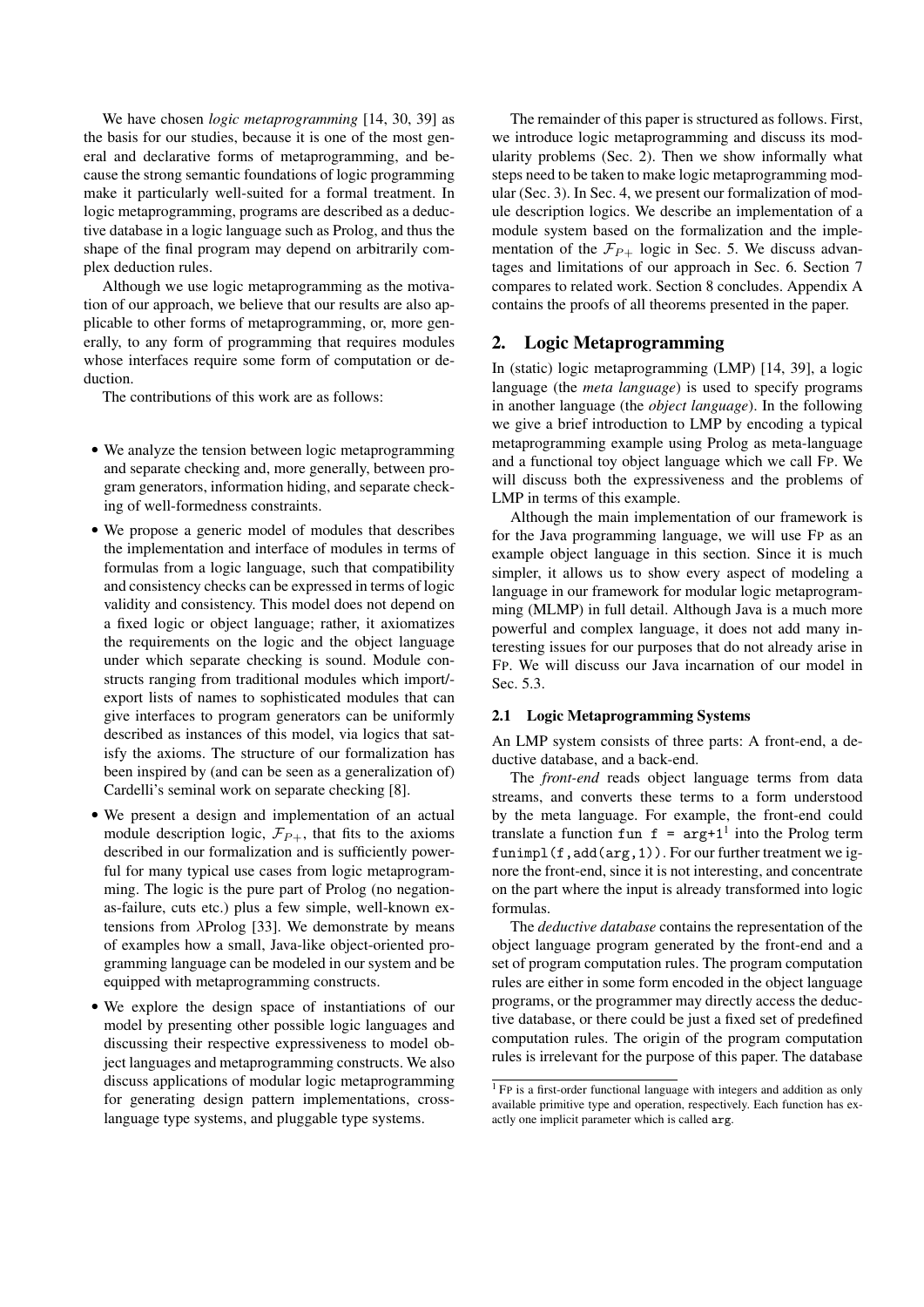We have chosen *logic metaprogramming* [14, 30, 39] as the basis for our studies, because it is one of the most general and declarative forms of metaprogramming, and because the strong semantic foundations of logic programming make it particularly well-suited for a formal treatment. In logic metaprogramming, programs are described as a deductive database in a logic language such as Prolog, and thus the shape of the final program may depend on arbitrarily complex deduction rules.

Although we use logic metaprogramming as the motivation of our approach, we believe that our results are also applicable to other forms of metaprogramming, or, more generally, to any form of programming that requires modules whose interfaces require some form of computation or deduction.

The contributions of this work are as follows:

- We analyze the tension between logic metaprogramming and separate checking and, more generally, between program generators, information hiding, and separate checking of well-formedness constraints.
- We propose a generic model of modules that describes the implementation and interface of modules in terms of formulas from a logic language, such that compatibility and consistency checks can be expressed in terms of logic validity and consistency. This model does not depend on a fixed logic or object language; rather, it axiomatizes the requirements on the logic and the object language under which separate checking is sound. Module constructs ranging from traditional modules which import/-export lists of names to sophisticated modules that can give interfaces to program generators can be uniformly described as instances of this model, via logics that satisfy the axioms. The structure of our formalization has been inspired by (and can be seen as a generalization of) Cardelli's seminal work on separate checking [8].
- We present a design and implementation of an actual module description logic, $\mathcal{F}_{P+}$, that fits to the axioms described in our formalization and is sufficiently powerful for many typical use cases from logic metaprogramming. The logic is the pure part of Prolog (no negation-as-failure, cuts etc.) plus a few simple, well-known extensions from $\lambda$Prolog [33]. We demonstrate by means of examples how a small, Java-like object-oriented programming language can be modeled in our system and be equipped with metaprogramming constructs.
- We explore the design space of instantiations of our model by presenting other possible logic languages and discussing their respective expressiveness to model object languages and metaprogramming constructs. We also discuss applications of modular logic metaprogramming for generating design pattern implementations, cross-language type systems, and pluggable type systems.

The remainder of this paper is structured as follows. First, we introduce logic metaprogramming and discuss its modularity problems (Sec. 2). Then we show informally what steps need to be taken to make logic metaprogramming modular (Sec. 3). In Sec. 4, we present our formalization of module description logics. We describe an implementation of a module system based on the formalization and the implementation of the $\mathcal{F}_{P+}$ logic in Sec. 5. We discuss advantages and limitations of our approach in Sec. 6. Section 7 compares to related work. Section 8 concludes. Appendix A contains the proofs of all theorems presented in the paper.

## 2. Logic Metaprogramming

In (static) logic metaprogramming (LMP) [14, 39], a logic language (the *meta language*) is used to specify programs in another language (the *object language*). In the following we give a brief introduction to LMP by encoding a typical metaprogramming example using Prolog as meta-language and a functional toy object language which we call FP. We will discuss both the expressiveness and the problems of LMP in terms of this example.

Although the main implementation of our framework is for the Java programming language, we will use FP as an example object language in this section. Since it is much simpler, it allows us to show every aspect of modeling a language in our framework for modular logic metaprogramming (MLMP) in full detail. Although Java is a much more powerful and complex language, it does not add many interesting issues for our purposes that do not already arise in FP. We will discuss our Java incarnation of our model in Sec. 5.3.

### 2.1 Logic Metaprogramming Systems

An LMP system consists of three parts: A front-end, a deductive database, and a back-end.

The *front-end* reads object language terms from data streams, and converts these terms to a form understood by the meta language. For example, the front-end could translate a function `fun f = arg+1`[1] into the Prolog term `funimpl(f,add(arg,1))`. For our further treatment we ignore the front-end, since it is not interesting, and concentrate on the part where the input is already transformed into logic formulas.

The *deductive database* contains the representation of the object language program generated by the front-end and a set of program computation rules. The program computation rules are either in some form encoded in the object language programs, or the programmer may directly access the deductive database, or there could be just a fixed set of predefined computation rules. The origin of the program computation rules is irrelevant for the purpose of this paper. The database

[1] FP is a first-order functional language with integers and addition as only available primitive type and operation, respectively. Each function has exactly one implicit parameter which is called `arg`.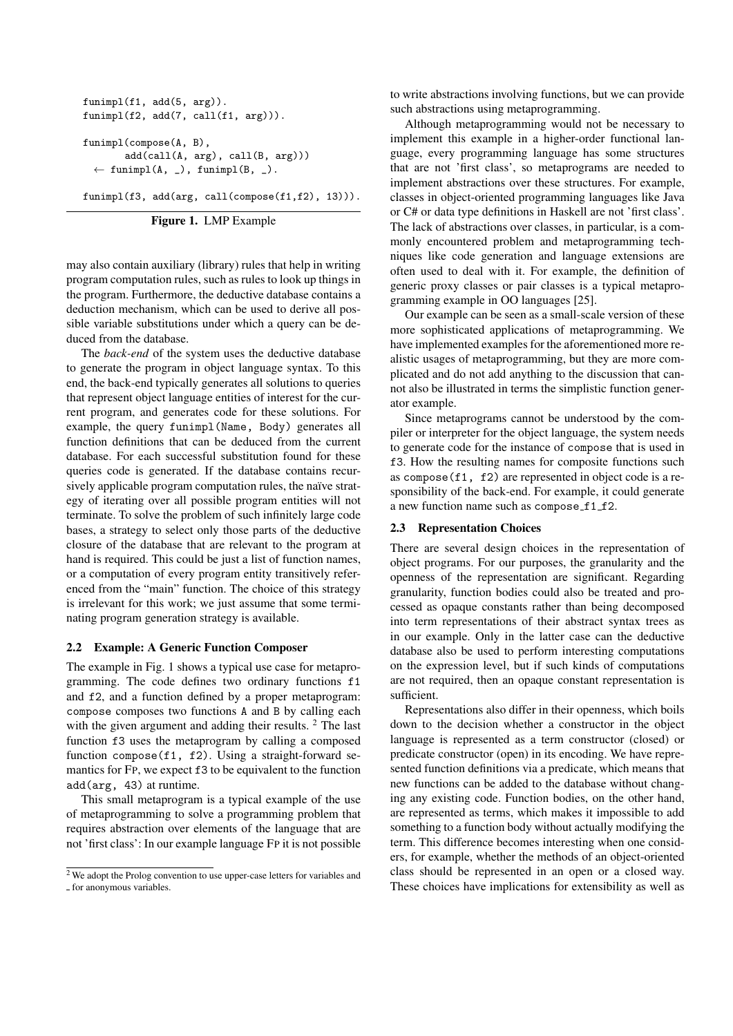```
funimpl(f1, add(5, arg)).
funimpl(f2, add(7, call(f1, arg))).

funimpl(compose(A, B),
        add(call(A, arg), call(B, arg)))
  ← funimpl(A, _), funimpl(B, _).

funimpl(f3, add(arg, call(compose(f1,f2), 13))).
```

**Figure 1.** LMP Example

may also contain auxiliary (library) rules that help in writing program computation rules, such as rules to look up things in the program. Furthermore, the deductive database contains a deduction mechanism, which can be used to derive all possible variable substitutions under which a query can be deduced from the database.

The *back-end* of the system uses the deductive database to generate the program in object language syntax. To this end, the back-end typically generates all solutions to queries that represent object language entities of interest for the current program, and generates code for these solutions. For example, the query `funimpl(Name, Body)` generates all function definitions that can be deduced from the current database. For each successful substitution found for these queries code is generated. If the database contains recursively applicable program computation rules, the naïve strategy of iterating over all possible program entities will not terminate. To solve the problem of such infinitely large code bases, a strategy to select only those parts of the deductive closure of the database that are relevant to the program at hand is required. This could be just a list of function names, or a computation of every program entity transitively referenced from the "main" function. The choice of this strategy is irrelevant for this work; we just assume that some terminating program generation strategy is available.

### 2.2 Example: A Generic Function Composer

The example in Fig. 1 shows a typical use case for metaprogramming. The code defines two ordinary functions `f1` and `f2`, and a function defined by a proper metaprogram: `compose` composes two functions `A` and `B` by calling each with the given argument and adding their results. [2] The last function `f3` uses the metaprogram by calling a composed function `compose(f1, f2)`. Using a straight-forward semantics for FP, we expect `f3` to be equivalent to the function `add(arg, 43)` at runtime.

This small metaprogram is a typical example of the use of metaprogramming to solve a programming problem that requires abstraction over elements of the language that are not 'first class': In our example language FP it is not possible to write abstractions involving functions, but we can provide such abstractions using metaprogramming.

Although metaprogramming would not be necessary to implement this example in a higher-order functional language, every programming language has some structures that are not 'first class', so metaprograms are needed to implement abstractions over these structures. For example, classes in object-oriented programming languages like Java or C# or data type definitions in Haskell are not 'first class'. The lack of abstractions over classes, in particular, is a commonly encountered problem and metaprogramming techniques like code generation and language extensions are often used to deal with it. For example, the definition of generic proxy classes or pair classes is a typical metaprogramming example in OO languages [25].

Our example can be seen as a small-scale version of these more sophisticated applications of metaprogramming. We have implemented examples for the aforementioned more realistic usages of metaprogramming, but they are more complicated and do not add anything to the discussion that cannot also be illustrated in terms the simplistic function generator example.

Since metaprograms cannot be understood by the compiler or interpreter for the object language, the system needs to generate code for the instance of `compose` that is used in `f3`. How the resulting names for composite functions such as `compose(f1, f2)` are represented in object code is a responsibility of the back-end. For example, it could generate a new function name such as `compose_f1_f2`.

### 2.3 Representation Choices

There are several design choices in the representation of object programs. For our purposes, the granularity and the openness of the representation are significant. Regarding granularity, function bodies could also be treated and processed as opaque constants rather than being decomposed into term representations of their abstract syntax trees as in our example. Only in the latter case can the deductive database also be used to perform interesting computations on the expression level, but if such kinds of computations are not required, then an opaque constant representation is sufficient.

Representations also differ in their openness, which boils down to the decision whether a constructor in the object language is represented as a term constructor (closed) or predicate constructor (open) in its encoding. We have represented function definitions via a predicate, which means that new functions can be added to the database without changing any existing code. Function bodies, on the other hand, are represented as terms, which makes it impossible to add something to a function body without actually modifying the term. This difference becomes interesting when one considers, for example, whether the methods of an object-oriented class should be represented in an open or a closed way. These choices have implications for extensibility as well as

---

[2] We adopt the Prolog convention to use upper-case letters for variables and _ for anonymous variables.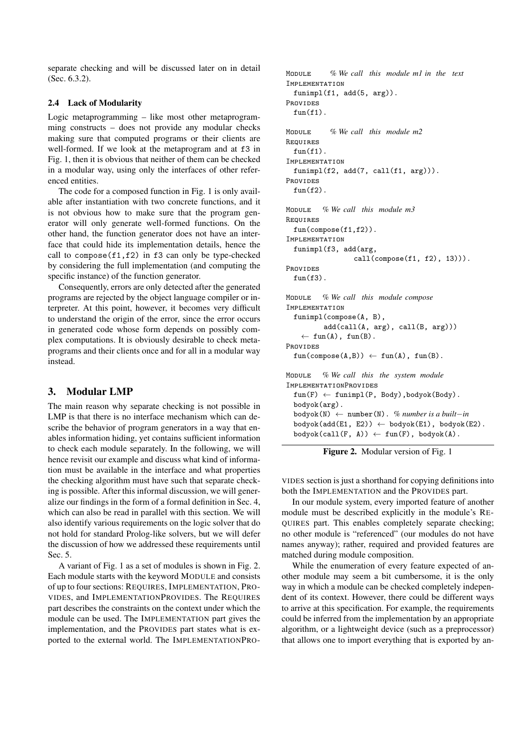separate checking and will be discussed later on in detail (Sec. 6.3.2).

### 2.4 Lack of Modularity

Logic metaprogramming – like most other metaprogramming constructs – does not provide any modular checks making sure that computed programs or their clients are well-formed. If we look at the metaprogram and at f3 in Fig. 1, then it is obvious that neither of them can be checked in a modular way, using only the interfaces of other referenced entities.

The code for a composed function in Fig. 1 is only available after instantiation with two concrete functions, and it is not obvious how to make sure that the program generator will only generate well-formed functions. On the other hand, the function generator does not have an interface that could hide its implementation details, hence the call to compose(f1,f2) in f3 can only be type-checked by considering the full implementation (and computing the specific instance) of the function generator.

Consequently, errors are only detected after the generated programs are rejected by the object language compiler or interpreter. At this point, however, it becomes very difficult to understand the origin of the error, since the error occurs in generated code whose form depends on possibly complex computations. It is obviously desirable to check metaprograms and their clients once and for all in a modular way instead.

## 3. Modular LMP

The main reason why separate checking is not possible in LMP is that there is no interface mechanism which can describe the behavior of program generators in a way that enables information hiding, yet contains sufficient information to check each module separately. In the following, we will hence revisit our example and discuss what kind of information must be available in the interface and what properties the checking algorithm must have such that separate checking is possible. After this informal discussion, we will generalize our findings in the form of a formal definition in Sec. 4, which can also be read in parallel with this section. We will also identify various requirements on the logic solver that do not hold for standard Prolog-like solvers, but we will defer the discussion of how we addressed these requirements until Sec. 5.

A variant of Fig. 1 as a set of modules is shown in Fig. 2. Each module starts with the keyword MODULE and consists of up to four sections: REQUIRES, IMPLEMENTATION, PROVIDES, and IMPLEMENTATIONPROVIDES. The REQUIRES part describes the constraints on the context under which the module can be used. The IMPLEMENTATION part gives the implementation, and the PROVIDES part states what is exported to the external world. The IMPLEMENTATIONPROVIDES section is just a shorthand for copying definitions into both the IMPLEMENTATION and the PROVIDES part.

```
MODULE     % We call this module m1 in the text
IMPLEMENTATION
  funimpl(f1, add(5, arg)).
PROVIDES
  fun(f1).

MODULE     % We call this module m2
REQUIRES
  fun(f1).
IMPLEMENTATION
  funimpl(f2, add(7, call(f1, arg))).
PROVIDES
  fun(f2).

MODULE   % We call this module m3
REQUIRES
  fun(compose(f1,f2)).
IMPLEMENTATION
  funimpl(f3, add(arg,
               call(compose(f1, f2), 13))).
PROVIDES
  fun(f3).

MODULE   % We call this module compose
IMPLEMENTATION
  funimpl(compose(A, B),
         add(call(A, arg), call(B, arg)))
    ← fun(A), fun(B).
PROVIDES
  fun(compose(A,B)) ← fun(A), fun(B).

MODULE   % We call this the system module
IMPLEMENTATIONPROVIDES
  fun(F) ← funimpl(P, Body),bodyok(Body).
  bodyok(arg).
  bodyok(N) ← number(N). % number is a built-in
  bodyok(add(E1, E2)) ← bodyok(E1), bodyok(E2).
  bodyok(call(F, A)) ← fun(F), bodyok(A).
```

**Figure 2.** Modular version of Fig. 1

In our module system, every imported feature of another module must be described explicitly in the module's REQUIRES part. This enables completely separate checking; no other module is "referenced" (our modules do not have names anyway); rather, required and provided features are matched during module composition.

While the enumeration of every feature expected of another module may seem a bit cumbersome, it is the only way in which a module can be checked completely independent of its context. However, there could be different ways to arrive at this specification. For example, the requirements could be inferred from the implementation by an appropriate algorithm, or a lightweight device (such as a preprocessor) that allows one to import everything that is exported by an-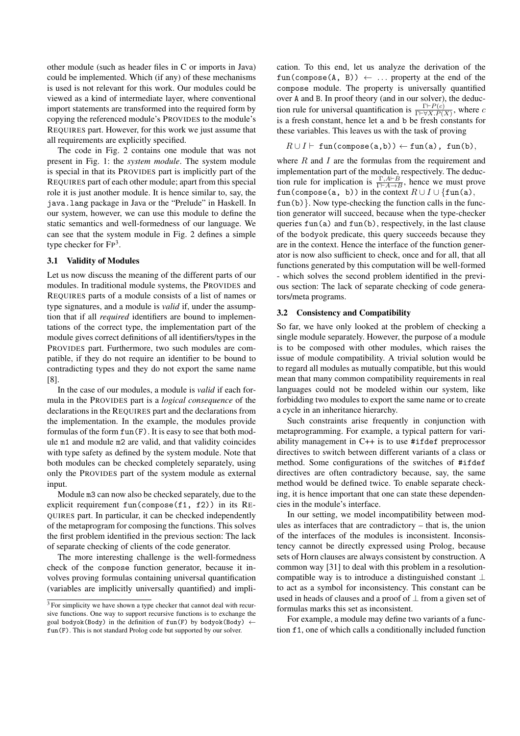other module (such as header files in C or imports in Java) could be implemented. Which (if any) of these mechanisms is used is not relevant for this work. Our modules could be viewed as a kind of intermediate layer, where conventional import statements are transformed into the required form by copying the referenced module's PROVIDES to the module's REQUIRES part. However, for this work we just assume that all requirements are explicitly specified.

The code in Fig. 2 contains one module that was not present in Fig. 1: the *system module*. The system module is special in that its PROVIDES part is implicitly part of the REQUIRES part of each other module; apart from this special role it is just another module. It is hence similar to, say, the `java.lang` package in Java or the "Prelude" in Haskell. In our system, however, we can use this module to define the static semantics and well-formedness of our language. We can see that the system module in Fig. 2 defines a simple type checker for FP[3].

### 3.1 Validity of Modules

Let us now discuss the meaning of the different parts of our modules. In traditional module systems, the PROVIDES and REQUIRES parts of a module consists of a list of names or type signatures, and a module is *valid* if, under the assumption that if all *required* identifiers are bound to implementations of the correct type, the implementation part of the module gives correct definitions of all identifiers/types in the PROVIDES part. Furthermore, two such modules are compatible, if they do not require an identifier to be bound to contradicting types and they do not export the same name [8].

In the case of our modules, a module is *valid* if each formula in the PROVIDES part is a *logical consequence* of the declarations in the REQUIRES part and the declarations from the implementation. In the example, the modules provide formulas of the form `fun(F)`. It is easy to see that both module `m1` and module `m2` are valid, and that validity coincides with type safety as defined by the system module. Note that both modules can be checked completely separately, using only the PROVIDES part of the system module as external input.

Module `m3` can now also be checked separately, due to the explicit requirement `fun(compose(f1, f2))` in its REQUIRES part. In particular, it can be checked independently of the metaprogram for composing the functions. This solves the first problem identified in the previous section: The lack of separate checking of clients of the code generator.

The more interesting challenge is the well-formedness check of the `compose` function generator, because it involves proving formulas containing universal quantification (variables are implicitly universally quantified) and implication. To this end, let us analyze the derivation of the `fun(compose(A, B))` $\leftarrow$ ... property at the end of the `compose` module. The property is universally quantified over `A` and `B`. In proof theory (and in our solver), the deduction rule for universal quantification is $\frac{\Gamma \vdash P(c)}{\Gamma \vdash \forall X.P(X)}$, where $c$ is a fresh constant, hence let `a` and `b` be fresh constants for these variables. This leaves us with the task of proving

$$R \cup I \vdash \texttt{fun(compose(a,b))} \leftarrow \texttt{fun(a), fun(b)},$$

where $R$ and $I$ are the formulas from the requirement and implementation part of the module, respectively. The deduction rule for implication is $\frac{\Gamma, A \vdash B}{\Gamma \vdash A \to B}$, hence we must prove `fun(compose(a, b))` in the context $R \cup I \cup \{$`fun(a)`, `fun(b)`$\}$. Now type-checking the function calls in the function generator will succeed, because when the type-checker queries `fun(a)` and `fun(b)`, respectively, in the last clause of the `bodyok` predicate, this query succeeds because they are in the context. Hence the interface of the function generator is now also sufficient to check, once and for all, that all functions generated by this computation will be well-formed - which solves the second problem identified in the previous section: The lack of separate checking of code generators/meta programs.

### 3.2 Consistency and Compatibility

So far, we have only looked at the problem of checking a single module separately. However, the purpose of a module is to be composed with other modules, which raises the issue of module compatibility. A trivial solution would be to regard all modules as mutually compatible, but this would mean that many common compatibility requirements in real languages could not be modeled within our system, like forbidding two modules to export the same name or to create a cycle in an inheritance hierarchy.

Such constraints arise frequently in conjunction with metaprogramming. For example, a typical pattern for variability management in C++ is to use `#ifdef` preprocessor directives to switch between different variants of a class or method. Some configurations of the switches of `#ifdef` directives are often contradictory because, say, the same method would be defined twice. To enable separate checking, it is hence important that one can state these dependencies in the module's interface.

In our setting, we model incompatibility between modules as interfaces that are contradictory – that is, the union of the interfaces of the modules is inconsistent. Inconsistency cannot be directly expressed using Prolog, because sets of Horn clauses are always consistent by construction. A common way [31] to deal with this problem in a resolution-compatible way is to introduce a distinguished constant $\bot$ to act as a symbol for inconsistency. This constant can be used in heads of clauses and a proof of $\bot$ from a given set of formulas marks this set as inconsistent.

For example, a module may define two variants of a function `f1`, one of which calls a conditionally included function

[3] For simplicity we have shown a type checker that cannot deal with recursive functions. One way to support recursive functions is to exchange the goal `bodyok(Body)` in the definition of `fun(F)` by `bodyok(Body)` $\leftarrow$ `fun(F)`. This is not standard Prolog code but supported by our solver.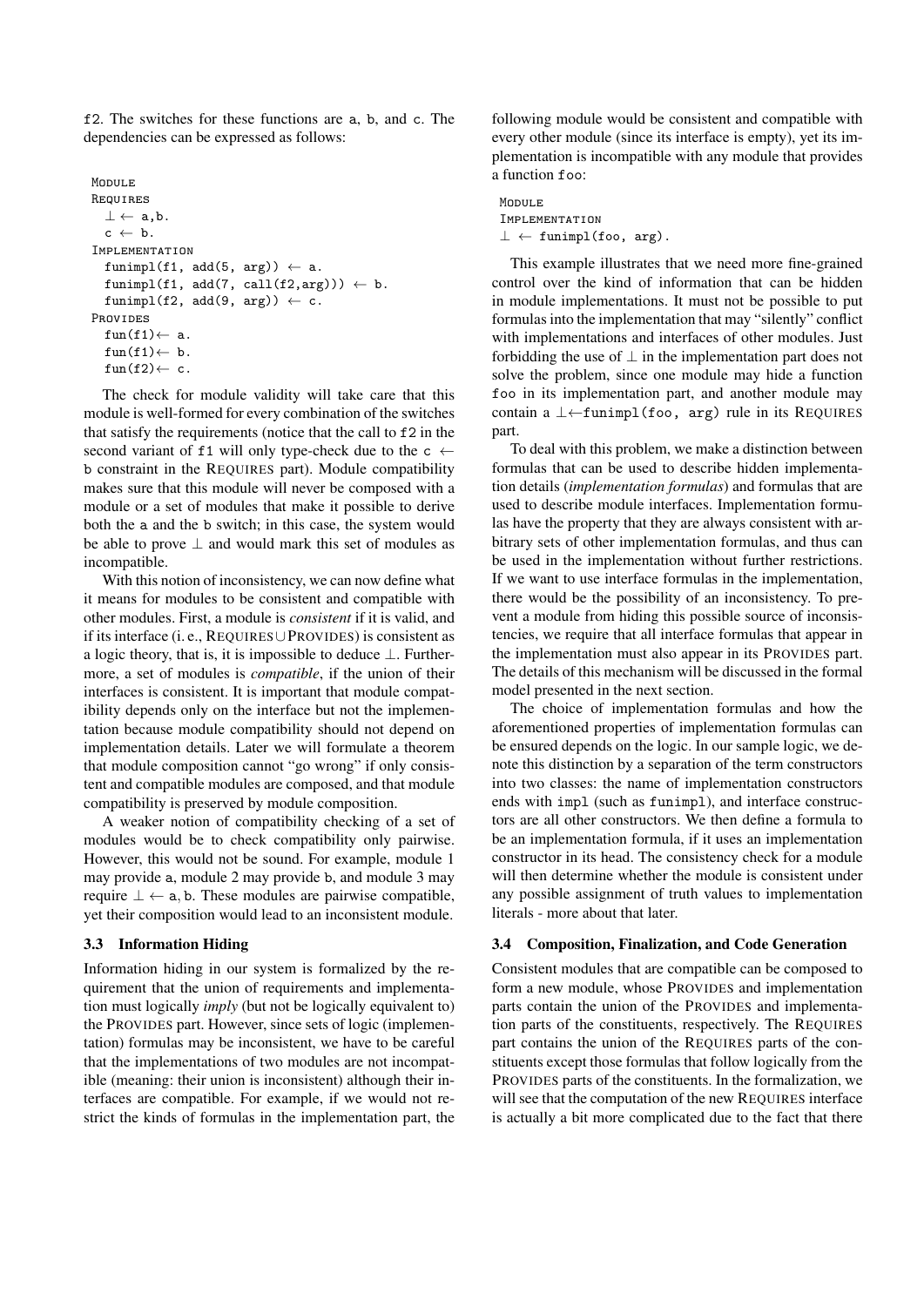f2. The switches for these functions are a, b, and c. The dependencies can be expressed as follows:

```
MODULE
REQUIRES
  ⊥ ← a,b.
  c ← b.
IMPLEMENTATION
  funimpl(f1, add(5, arg)) ← a.
  funimpl(f1, add(7, call(f2,arg))) ← b.
  funimpl(f2, add(9, arg)) ← c.
PROVIDES
  fun(f1)← a.
  fun(f1)← b.
  fun(f2)← c.
```

The check for module validity will take care that this module is well-formed for every combination of the switches that satisfy the requirements (notice that the call to f2 in the second variant of f1 will only type-check due to the c ← b constraint in the REQUIRES part). Module compatibility makes sure that this module will never be composed with a module or a set of modules that make it possible to derive both the a and the b switch; in this case, the system would be able to prove ⊥ and would mark this set of modules as incompatible.

With this notion of inconsistency, we can now define what it means for modules to be consistent and compatible with other modules. First, a module is *consistent* if it is valid, and if its interface (i. e., REQUIRES ∪ PROVIDES) is consistent as a logic theory, that is, it is impossible to deduce ⊥. Furthermore, a set of modules is *compatible*, if the union of their interfaces is consistent. It is important that module compatibility depends only on the interface but not the implementation because module compatibility should not depend on implementation details. Later we will formulate a theorem that module composition cannot "go wrong" if only consistent and compatible modules are composed, and that module compatibility is preserved by module composition.

A weaker notion of compatibility checking of a set of modules would be to check compatibility only pairwise. However, this would not be sound. For example, module 1 may provide a, module 2 may provide b, and module 3 may require ⊥ ← a, b. These modules are pairwise compatible, yet their composition would lead to an inconsistent module.

### 3.3 Information Hiding

Information hiding in our system is formalized by the requirement that the union of requirements and implementation must logically *imply* (but not be logically equivalent to) the PROVIDES part. However, since sets of logic (implementation) formulas may be inconsistent, we have to be careful that the implementations of two modules are not incompatible (meaning: their union is inconsistent) although their interfaces are compatible. For example, if we would not restrict the kinds of formulas in the implementation part, the following module would be consistent and compatible with every other module (since its interface is empty), yet its implementation is incompatible with any module that provides a function foo:

```
MODULE
IMPLEMENTATION
⊥ ← funimpl(foo, arg).
```

This example illustrates that we need more fine-grained control over the kind of information that can be hidden in module implementations. It must not be possible to put formulas into the implementation that may "silently" conflict with implementations and interfaces of other modules. Just forbidding the use of ⊥ in the implementation part does not solve the problem, since one module may hide a function foo in its implementation part, and another module may contain a ⊥←funimpl(foo, arg) rule in its REQUIRES part.

To deal with this problem, we make a distinction between formulas that can be used to describe hidden implementation details (*implementation formulas*) and formulas that are used to describe module interfaces. Implementation formulas have the property that they are always consistent with arbitrary sets of other implementation formulas, and thus can be used in the implementation without further restrictions. If we want to use interface formulas in the implementation, there would be the possibility of an inconsistency. To prevent a module from hiding this possible source of inconsistencies, we require that all interface formulas that appear in the implementation must also appear in its PROVIDES part. The details of this mechanism will be discussed in the formal model presented in the next section.

The choice of implementation formulas and how the aforementioned properties of implementation formulas can be ensured depends on the logic. In our sample logic, we denote this distinction by a separation of the term constructors into two classes: the name of implementation constructors ends with impl (such as funimpl), and interface constructors are all other constructors. We then define a formula to be an implementation formula, if it uses an implementation constructor in its head. The consistency check for a module will then determine whether the module is consistent under any possible assignment of truth values to implementation literals - more about that later.

### 3.4 Composition, Finalization, and Code Generation

Consistent modules that are compatible can be composed to form a new module, whose PROVIDES and implementation parts contain the union of the PROVIDES and implementation parts of the constituents, respectively. The REQUIRES part contains the union of the REQUIRES parts of the constituents except those formulas that follow logically from the PROVIDES parts of the constituents. In the formalization, we will see that the computation of the new REQUIRES interface is actually a bit more complicated due to the fact that there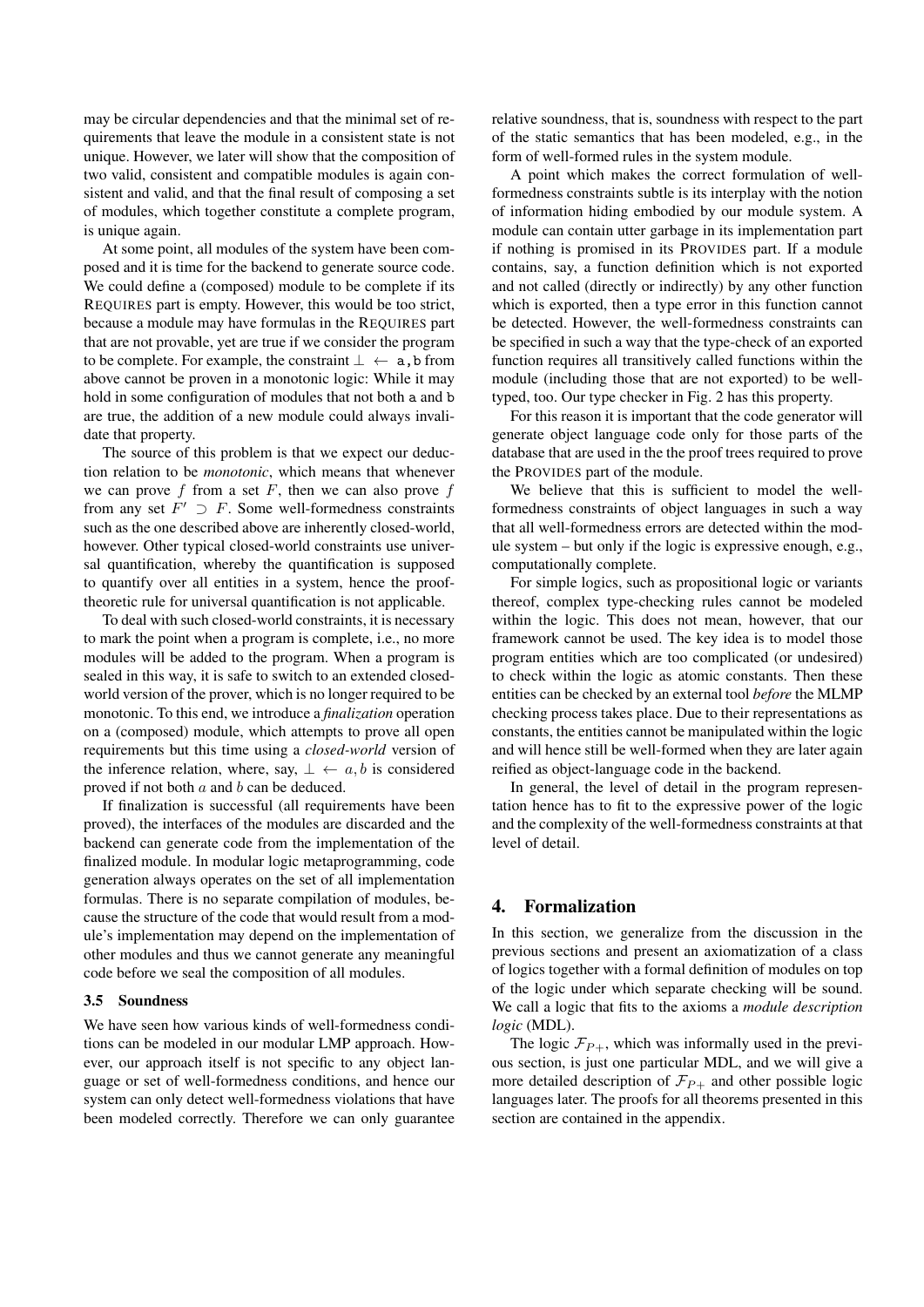may be circular dependencies and that the minimal set of requirements that leave the module in a consistent state is not unique. However, we later will show that the composition of two valid, consistent and compatible modules is again consistent and valid, and that the final result of composing a set of modules, which together constitute a complete program, is unique again.

At some point, all modules of the system have been composed and it is time for the backend to generate source code. We could define a (composed) module to be complete if its REQUIRES part is empty. However, this would be too strict, because a module may have formulas in the REQUIRES part that are not provable, yet are true if we consider the program to be complete. For example, the constraint $\bot \leftarrow$ `a,b` from above cannot be proven in a monotonic logic: While it may hold in some configuration of modules that not both `a` and `b` are true, the addition of a new module could always invalidate that property.

The source of this problem is that we expect our deduction relation to be *monotonic*, which means that whenever we can prove $f$ from a set $F$, then we can also prove $f$ from any set $F' \supset F$. Some well-formedness constraints such as the one described above are inherently closed-world, however. Other typical closed-world constraints use universal quantification, whereby the quantification is supposed to quantify over all entities in a system, hence the proof-theoretic rule for universal quantification is not applicable.

To deal with such closed-world constraints, it is necessary to mark the point when a program is complete, i.e., no more modules will be added to the program. When a program is sealed in this way, it is safe to switch to an extended closed-world version of the prover, which is no longer required to be monotonic. To this end, we introduce a *finalization* operation on a (composed) module, which attempts to prove all open requirements but this time using a *closed-world* version of the inference relation, where, say, $\bot \leftarrow a, b$ is considered proved if not both $a$ and $b$ can be deduced.

If finalization is successful (all requirements have been proved), the interfaces of the modules are discarded and the backend can generate code from the implementation of the finalized module. In modular logic metaprogramming, code generation always operates on the set of all implementation formulas. There is no separate compilation of modules, because the structure of the code that would result from a module's implementation may depend on the implementation of other modules and thus we cannot generate any meaningful code before we seal the composition of all modules.

### 3.5 Soundness

We have seen how various kinds of well-formedness conditions can be modeled in our modular LMP approach. However, our approach itself is not specific to any object language or set of well-formedness conditions, and hence our system can only detect well-formedness violations that have been modeled correctly. Therefore we can only guarantee relative soundness, that is, soundness with respect to the part of the static semantics that has been modeled, e.g., in the form of well-formed rules in the system module.

A point which makes the correct formulation of well-formedness constraints subtle is its interplay with the notion of information hiding embodied by our module system. A module can contain utter garbage in its implementation part if nothing is promised in its PROVIDES part. If a module contains, say, a function definition which is not exported and not called (directly or indirectly) by any other function which is exported, then a type error in this function cannot be detected. However, the well-formedness constraints can be specified in such a way that the type-check of an exported function requires all transitively called functions within the module (including those that are not exported) to be well-typed, too. Our type checker in Fig. 2 has this property.

For this reason it is important that the code generator will generate object language code only for those parts of the database that are used in the the proof trees required to prove the PROVIDES part of the module.

We believe that this is sufficient to model the well-formedness constraints of object languages in such a way that all well-formedness errors are detected within the module system – but only if the logic is expressive enough, e.g., computationally complete.

For simple logics, such as propositional logic or variants thereof, complex type-checking rules cannot be modeled within the logic. This does not mean, however, that our framework cannot be used. The key idea is to model those program entities which are too complicated (or undesired) to check within the logic as atomic constants. Then these entities can be checked by an external tool *before* the MLMP checking process takes place. Due to their representations as constants, the entities cannot be manipulated within the logic and will hence still be well-formed when they are later again reified as object-language code in the backend.

In general, the level of detail in the program representation hence has to fit to the expressive power of the logic and the complexity of the well-formedness constraints at that level of detail.

## 4. Formalization

In this section, we generalize from the discussion in the previous sections and present an axiomatization of a class of logics together with a formal definition of modules on top of the logic under which separate checking will be sound. We call a logic that fits to the axioms a *module description logic* (MDL).

The logic $\mathcal{F}_{P+}$, which was informally used in the previous section, is just one particular MDL, and we will give a more detailed description of $\mathcal{F}_{P+}$ and other possible logic languages later. The proofs for all theorems presented in this section are contained in the appendix.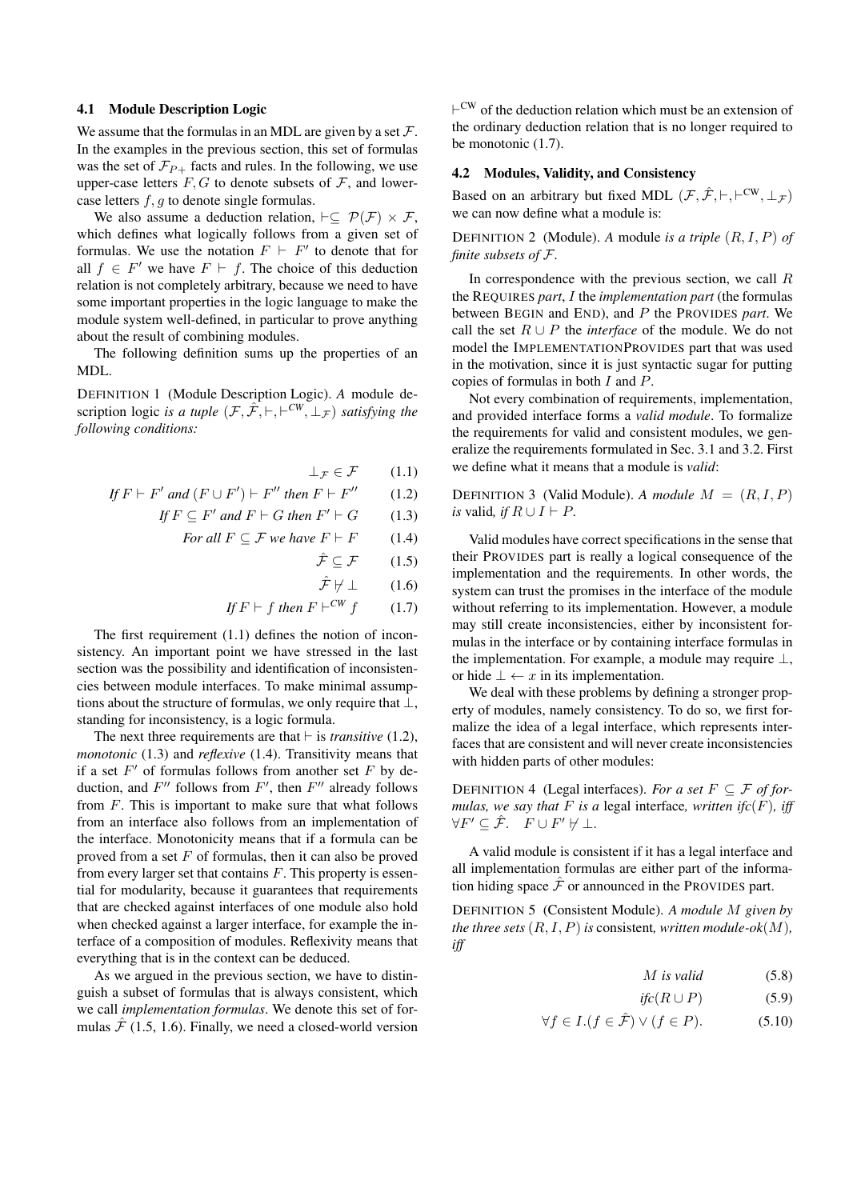### 4.1 Module Description Logic

We assume that the formulas in an MDL are given by a set $\mathcal{F}$. In the examples in the previous section, this set of formulas was the set of $\mathcal{F}_{P+}$ facts and rules. In the following, we use upper-case letters $F, G$ to denote subsets of $\mathcal{F}$, and lower-case letters $f, g$ to denote single formulas.

We also assume a deduction relation, $\vdash \subseteq \mathcal{P}(\mathcal{F}) \times \mathcal{F}$, which defines what logically follows from a given set of formulas. We use the notation $F \vdash F'$ to denote that for all $f \in F'$ we have $F \vdash f$. The choice of this deduction relation is not completely arbitrary, because we need to have some important properties in the logic language to make the module system well-defined, in particular to prove anything about the result of combining modules.

The following definition sums up the properties of an MDL.

DEFINITION 1 (Module Description Logic). *A* module description logic *is a tuple* $(\mathcal{F}, \hat{\mathcal{F}}, \vdash, \vdash^{CW}, \bot_{\mathcal{F}})$ *satisfying the following conditions:*

$$\bot_{\mathcal{F}} \in \mathcal{F} \tag{1.1}$$

$$\textit{If } F \vdash F' \textit{ and } (F \cup F') \vdash F'' \textit{ then } F \vdash F'' \tag{1.2}$$

$$\textit{If } F \subseteq F' \textit{ and } F \vdash G \textit{ then } F' \vdash G \tag{1.3}$$

$$\textit{For all } F \subseteq \mathcal{F} \textit{ we have } F \vdash F \tag{1.4}$$

$$\hat{\mathcal{F}} \subseteq \mathcal{F} \tag{1.5}$$

$$\hat{\mathcal{F}} \not\vdash \bot \tag{1.6}$$

$$\textit{If } F \vdash f \textit{ then } F \vdash^{CW} f \tag{1.7}$$

The first requirement (1.1) defines the notion of inconsistency. An important point we have stressed in the last section was the possibility and identification of inconsistencies between module interfaces. To make minimal assumptions about the structure of formulas, we only require that $\bot$, standing for inconsistency, is a logic formula.

The next three requirements are that $\vdash$ is *transitive* (1.2), *monotonic* (1.3) and *reflexive* (1.4). Transitivity means that if a set $F'$ of formulas follows from another set $F$ by deduction, and $F''$ follows from $F'$, then $F''$ already follows from $F$. This is important to make sure that what follows from an interface also follows from an implementation of the interface. Monotonicity means that if a formula can be proved from a set $F$ of formulas, then it can also be proved from every larger set that contains $F$. This property is essential for modularity, because it guarantees that requirements that are checked against interfaces of one module also hold when checked against a larger interface, for example the interface of a composition of modules. Reflexivity means that everything that is in the context can be deduced.

As we argued in the previous section, we have to distinguish a subset of formulas that is always consistent, which we call *implementation formulas*. We denote this set of formulas $\hat{\mathcal{F}}$ (1.5, 1.6). Finally, we need a closed-world version $\vdash^{CW}$ of the deduction relation which must be an extension of the ordinary deduction relation that is no longer required to be monotonic (1.7).

### 4.2 Modules, Validity, and Consistency

Based on an arbitrary but fixed MDL $(\mathcal{F}, \hat{\mathcal{F}}, \vdash, \vdash^{CW}, \bot_{\mathcal{F}})$ we can now define what a module is:

DEFINITION 2 (Module). *A* module *is a triple* $(R, I, P)$ *of finite subsets of* $\mathcal{F}$.

In correspondence with the previous section, we call $R$ the REQUIRES *part*, $I$ the *implementation part* (the formulas between BEGIN and END), and $P$ the PROVIDES *part*. We call the set $R \cup P$ the *interface* of the module. We do not model the IMPLEMENTATIONPROVIDES part that was used in the motivation, since it is just syntactic sugar for putting copies of formulas in both $I$ and $P$.

Not every combination of requirements, implementation, and provided interface forms a *valid module*. To formalize the requirements for valid and consistent modules, we generalize the requirements formulated in Sec. 3.1 and 3.2. First we define what it means that a module is *valid*:

DEFINITION 3 (Valid Module). *A module* $M = (R, I, P)$ *is* valid*, if* $R \cup I \vdash P$.

Valid modules have correct specifications in the sense that their PROVIDES part is really a logical consequence of the implementation and the requirements. In other words, the system can trust the promises in the interface of the module without referring to its implementation. However, a module may still create inconsistencies, either by inconsistent formulas in the interface or by containing interface formulas in the implementation. For example, a module may require $\bot$, or hide $\bot \leftarrow x$ in its implementation.

We deal with these problems by defining a stronger property of modules, namely consistency. To do so, we first formalize the idea of a legal interface, which represents interfaces that are consistent and will never create inconsistencies with hidden parts of other modules:

DEFINITION 4 (Legal interfaces). *For a set* $F \subseteq \mathcal{F}$ *of formulas, we say that* $F$ *is a* legal interface*, written* $ifc(F)$*, iff* $\forall F' \subseteq \hat{\mathcal{F}}.\quad F \cup F' \not\vdash \bot$.

A valid module is consistent if it has a legal interface and all implementation formulas are either part of the information hiding space $\hat{\mathcal{F}}$ or announced in the PROVIDES part.

DEFINITION 5 (Consistent Module). *A module* $M$ *given by the three sets* $(R, I, P)$ *is* consistent*, written* module-ok$(M)$*, iff*

$$M \textit{ is valid} \tag{5.8}$$

$$ifc(R \cup P) \tag{5.9}$$

$$\forall f \in I.(f \in \hat{\mathcal{F}}) \vee (f \in P). \tag{5.10}$$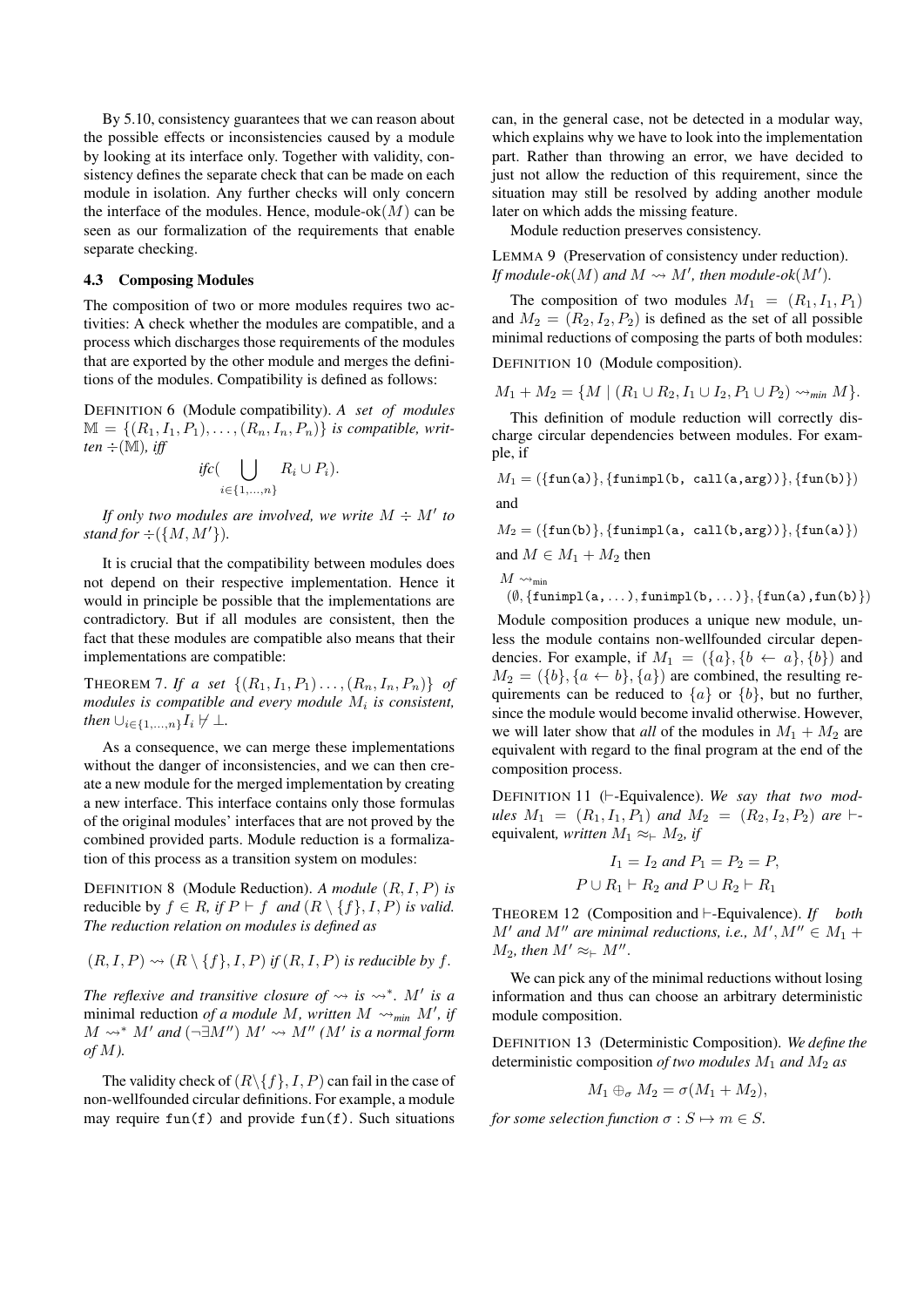By 5.10, consistency guarantees that we can reason about the possible effects or inconsistencies caused by a module by looking at its interface only. Together with validity, consistency defines the separate check that can be made on each module in isolation. Any further checks will only concern the interface of the modules. Hence, module-ok$(M)$ can be seen as our formalization of the requirements that enable separate checking.

### 4.3 Composing Modules

The composition of two or more modules requires two activities: A check whether the modules are compatible, and a process which discharges those requirements of the modules that are exported by the other module and merges the definitions of the modules. Compatibility is defined as follows:

DEFINITION 6 (Module compatibility). *A set of modules* $\mathbb{M} = \{(R_1, I_1, P_1), \ldots, (R_n, I_n, P_n)\}$ *is compatible, written* $\div(\mathbb{M})$*, iff*

$$ifc(\bigcup_{i \in \{1,\ldots,n\}} R_i \cup P_i).$$

*If only two modules are involved, we write* $M \div M'$ *to stand for* $\div(\{M, M'\})$*.*

It is crucial that the compatibility between modules does not depend on their respective implementation. Hence it would in principle be possible that the implementations are contradictory. But if all modules are consistent, then the fact that these modules are compatible also means that their implementations are compatible:

THEOREM 7. *If a set* $\{(R_1, I_1, P_1) \ldots, (R_n, I_n, P_n)\}$ *of modules is compatible and every module* $M_i$ *is consistent, then* $\cup_{i\in\{1,\ldots,n\}} I_i \not\vdash \bot$*.*

As a consequence, we can merge these implementations without the danger of inconsistencies, and we can then create a new module for the merged implementation by creating a new interface. This interface contains only those formulas of the original modules' interfaces that are not proved by the combined provided parts. Module reduction is a formalization of this process as a transition system on modules:

DEFINITION 8 (Module Reduction). *A module* $(R, I, P)$ *is reducible by* $f \in R$*, if* $P \vdash f$ *and* $(R \setminus \{f\}, I, P)$ *is valid. The reduction relation on modules is defined as*

$$(R, I, P) \rightsquigarrow (R \setminus \{f\}, I, P) \text{ if } (R, I, P) \text{ is reducible by } f.$$

*The reflexive and transitive closure of* $\rightsquigarrow$ *is* $\rightsquigarrow^*$*.* $M'$ *is a* minimal reduction *of a module* $M$*, written* $M \rightsquigarrow_{min} M'$*, if* $M \rightsquigarrow^* M'$ *and* $(\neg\exists M'')\ M' \rightsquigarrow M''$ *($M'$ is a normal form of $M$).*

The validity check of $(R\setminus\{f\}, I, P)$ can fail in the case of non-wellfounded circular definitions. For example, a module may require `fun(f)` and provide `fun(f)`. Such situations can, in the general case, not be detected in a modular way, which explains why we have to look into the implementation part. Rather than throwing an error, we have decided to just not allow the reduction of this requirement, since the situation may still be resolved by adding another module later on which adds the missing feature.

Module reduction preserves consistency.

LEMMA 9 (Preservation of consistency under reduction). *If module-ok$(M)$ and* $M \rightsquigarrow M'$*, then module-ok$(M')$.*

The composition of two modules $M_1 = (R_1, I_1, P_1)$ and $M_2 = (R_2, I_2, P_2)$ is defined as the set of all possible minimal reductions of composing the parts of both modules:

DEFINITION 10 (Module composition).

$$M_1 + M_2 = \{M \mid (R_1 \cup R_2, I_1 \cup I_2, P_1 \cup P_2) \rightsquigarrow_{min} M\}.$$

This definition of module reduction will correctly discharge circular dependencies between modules. For example, if

$M_1 = (\{\texttt{fun(a)}\}, \{\texttt{funimpl(b, call(a,arg))}\}, \{\texttt{fun(b)}\})$

and

$M_2 = (\{\texttt{fun(b)}\}, \{\texttt{funimpl(a, call(b,arg))}\}, \{\texttt{fun(a)}\})$

and $M \in M_1 + M_2$ then

$M \rightsquigarrow_{\min}$
$(\emptyset, \{\texttt{funimpl(a, ...)}, \texttt{funimpl(b, ...)}\}, \{\texttt{fun(a)}, \texttt{fun(b)}\})$

Module composition produces a unique new module, unless the module contains non-wellfounded circular dependencies. For example, if $M_1 = (\{a\}, \{b \leftarrow a\}, \{b\})$ and $M_2 = (\{b\}, \{a \leftarrow b\}, \{a\})$ are combined, the resulting requirements can be reduced to $\{a\}$ or $\{b\}$, but no further, since the module would become invalid otherwise. However, we will later show that *all* of the modules in $M_1 + M_2$ are equivalent with regard to the final program at the end of the composition process.

DEFINITION 11 ($\vdash$-Equivalence). *We say that two modules* $M_1 = (R_1, I_1, P_1)$ *and* $M_2 = (R_2, I_2, P_2)$ *are* $\vdash$*-equivalent, written* $M_1 \approx_\vdash M_2$*, if*

$$I_1 = I_2 \text{ and } P_1 = P_2 = P,$$
$$P \cup R_1 \vdash R_2 \text{ and } P \cup R_2 \vdash R_1$$

THEOREM 12 (Composition and $\vdash$-Equivalence). *If both* $M'$ *and* $M''$ *are minimal reductions, i.e.,* $M', M'' \in M_1 + M_2$*, then* $M' \approx_\vdash M''$*.*

We can pick any of the minimal reductions without losing information and thus can choose an arbitrary deterministic module composition.

DEFINITION 13 (Deterministic Composition). *We define the* deterministic composition *of two modules* $M_1$ *and* $M_2$ *as*

$$M_1 \oplus_\sigma M_2 = \sigma(M_1 + M_2),$$

*for some selection function* $\sigma : S \mapsto m \in S$*.*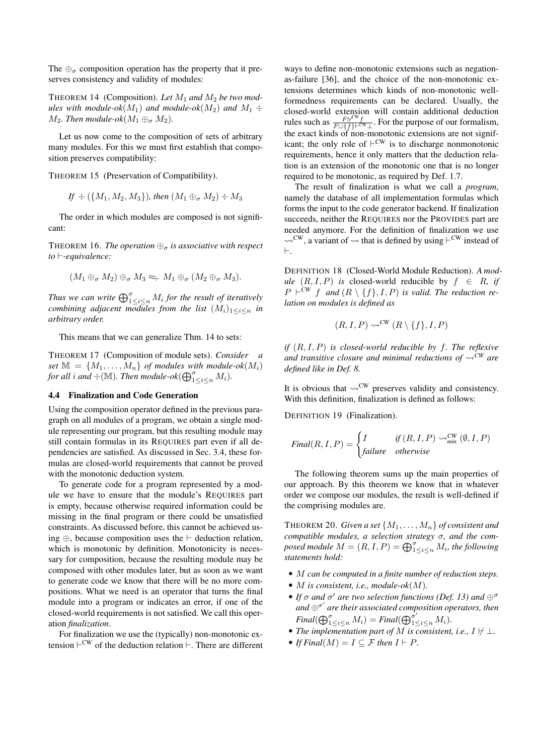The $\oplus_\sigma$ composition operation has the property that it preserves consistency and validity of modules:

THEOREM 14 (Composition). *Let $M_1$ and $M_2$ be two modules with module-ok($M_1$) and module-ok($M_2$) and $M_1 \div M_2$. Then module-ok($M_1 \oplus_\sigma M_2$).*

Let us now come to the composition of sets of arbitrary many modules. For this we must first establish that composition preserves compatibility:

THEOREM 15 (Preservation of Compatibility).

$$\textit{If } \div(\{M_1, M_2, M_3\}), \textit{ then } (M_1 \oplus_\sigma M_2) \div M_3$$

The order in which modules are composed is not significant:

THEOREM 16. *The operation $\oplus_\sigma$ is associative with respect to $\vdash$-equivalence:*

$$(M_1 \oplus_\sigma M_2) \oplus_\sigma M_3 \approx_\vdash M_1 \oplus_\sigma (M_2 \oplus_\sigma M_3).$$

*Thus we can write $\bigoplus^\sigma_{1 \leq i \leq n} M_i$ for the result of iteratively combining adjacent modules from the list $(M_i)_{1 \leq i \leq n}$ in arbitrary order.*

This means that we can generalize Thm. 14 to sets:

THEOREM 17 (Composition of module sets). *Consider a set $\mathbb{M} = \{M_1, \ldots, M_n\}$ of modules with module-ok($M_i$) for all $i$ and $\div(\mathbb{M})$. Then module-ok($\bigoplus^\sigma_{1 \leq i \leq n} M_i$).*

### 4.4 Finalization and Code Generation

Using the composition operator defined in the previous paragraph on all modules of a program, we obtain a single module representing our program, but this resulting module may still contain formulas in its REQUIRES part even if all dependencies are satisfied. As discussed in Sec. 3.4, these formulas are closed-world requirements that cannot be proved with the monotonic deduction system.

To generate code for a program represented by a module we have to ensure that the module's REQUIRES part is empty, because otherwise required information could be missing in the final program or there could be unsatisfied constraints. As discussed before, this cannot be achieved using $\oplus$, because composition uses the $\vdash$ deduction relation, which is monotonic by definition. Monotonicity is necessary for composition, because the resulting module may be composed with other modules later, but as soon as we want to generate code we know that there will be no more compositions. What we need is an operator that turns the final module into a program or indicates an error, if one of the closed-world requirements is not satisfied. We call this operation *finalization*.

For finalization we use the (typically) non-monotonic extension $\vdash^{\text{CW}}$ of the deduction relation $\vdash$. There are different ways to define non-monotonic extensions such as negation-as-failure [36], and the choice of the non-monotonic extensions determines which kinds of non-monotonic well-formedness requirements can be declared. Usually, the closed-world extension will contain additional deduction rules such as $\frac{F \nvdash^{\text{CW}} f}{F \cup \{f\} \vdash^{\text{CW}} \bot}$. For the purpose of our formalism, the exact kinds of non-monotonic extensions are not significant; the only role of $\vdash^{\text{CW}}$ is to discharge nonmonotonic requirements, hence it only matters that the deduction relation is an extension of the monotonic one that is no longer required to be monotonic, as required by Def. 1.7.

The result of finalization is what we call a *program*, namely the database of all implementation formulas which forms the input to the code generator backend. If finalization succeeds, neither the REQUIRES nor the PROVIDES part are needed anymore. For the definition of finalization we use $\rightsquigarrow^{\text{CW}}$, a variant of $\rightsquigarrow$ that is defined by using $\vdash^{\text{CW}}$ instead of $\vdash$.

DEFINITION 18 (Closed-World Module Reduction). *A module $(R, I, P)$ is* closed-world reducible *by $f \in R$, if $P \vdash^{CW} f$ and $(R \setminus \{f\}, I, P)$ is valid. The reduction relation on modules is defined as*

$$(R, I, P) \rightsquigarrow^{CW} (R \setminus \{f\}, I, P)$$

*if $(R, I, P)$ is closed-world reducible by $f$. The reflexive and transitive closure and minimal reductions of $\rightsquigarrow^{CW}$ are defined like in Def. 8.*

It is obvious that $\rightsquigarrow^{\text{CW}}$ preserves validity and consistency. With this definition, finalization is defined as follows:

DEFINITION 19 (Finalization).

$$\textit{Final}(R, I, P) = \begin{cases} I & \textit{if } (R, I, P) \rightsquigarrow^{CW}_{min} (\emptyset, I, P) \\ \textit{failure} & \textit{otherwise} \end{cases}$$

The following theorem sums up the main properties of our approach. By this theorem we know that in whatever order we compose our modules, the result is well-defined if the comprising modules are.

THEOREM 20. *Given a set $\{M_1, \ldots, M_n\}$ of consistent and compatible modules, a selection strategy $\sigma$, and the composed module $M = (R, I, P) = \bigoplus^\sigma_{1 \leq i \leq n} M_i$, the following statements hold:*

- *$M$ can be computed in a finite number of reduction steps.*
- *$M$ is consistent, i.e., module-ok($M$).*
- *If $\sigma$ and $\sigma'$ are two selection functions (Def. 13) and $\oplus^\sigma$ and $\oplus^{\sigma'}$ are their associated composition operators, then Final($\bigoplus^\sigma_{1 \leq i \leq n} M_i$) = Final($\bigoplus^{\sigma'}_{1 \leq i \leq n} M_i$).*
- *The implementation part of $M$ is consistent, i.e., $I \nvdash \bot$.*
- *If Final($M$) = $I \subseteq \mathcal{F}$ then $I \vdash P$.*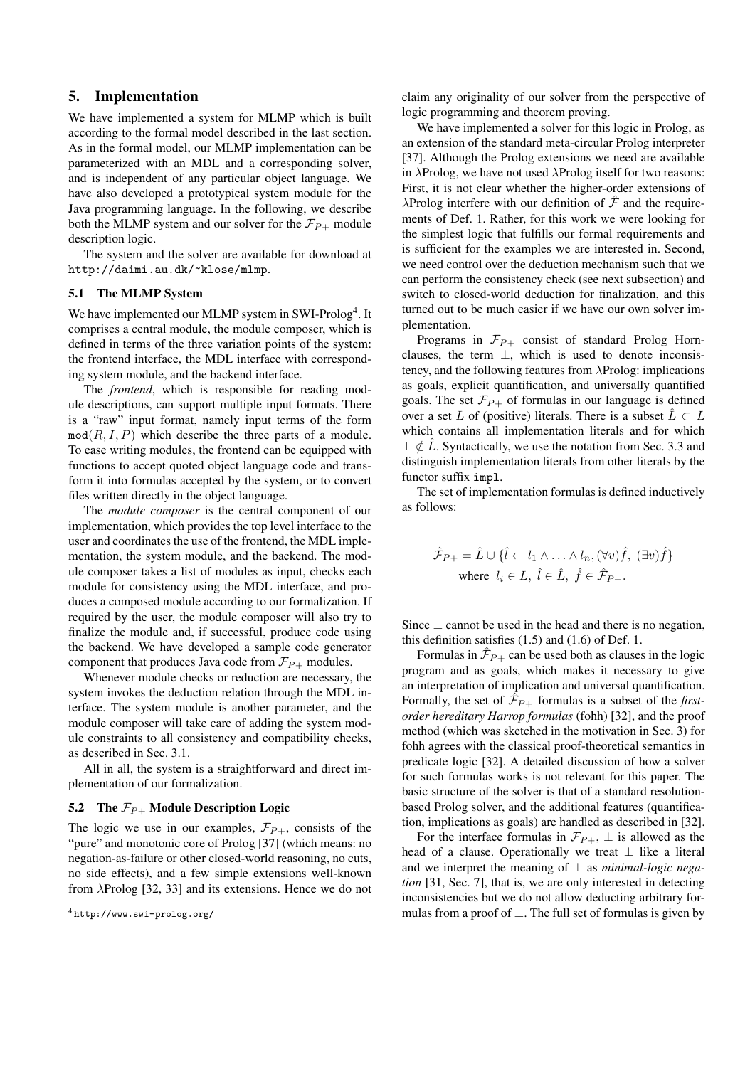## 5. Implementation

We have implemented a system for MLMP which is built according to the formal model described in the last section. As in the formal model, our MLMP implementation can be parameterized with an MDL and a corresponding solver, and is independent of any particular object language. We have also developed a prototypical system module for the Java programming language. In the following, we describe both the MLMP system and our solver for the $\mathcal{F}_{P+}$ module description logic.

The system and the solver are available for download at `http://daimi.au.dk/~klose/mlmp`.

### 5.1 The MLMP System

We have implemented our MLMP system in SWI-Prolog[4]. It comprises a central module, the module composer, which is defined in terms of the three variation points of the system: the frontend interface, the MDL interface with corresponding system module, and the backend interface.

The *frontend*, which is responsible for reading module descriptions, can support multiple input formats. There is a "raw" input format, namely input terms of the form $\mathrm{mod}(R, I, P)$ which describe the three parts of a module. To ease writing modules, the frontend can be equipped with functions to accept quoted object language code and transform it into formulas accepted by the system, or to convert files written directly in the object language.

The *module composer* is the central component of our implementation, which provides the top level interface to the user and coordinates the use of the frontend, the MDL implementation, the system module, and the backend. The module composer takes a list of modules as input, checks each module for consistency using the MDL interface, and produces a composed module according to our formalization. If required by the user, the module composer will also try to finalize the module and, if successful, produce code using the backend. We have developed a sample code generator component that produces Java code from $\mathcal{F}_{P+}$ modules.

Whenever module checks or reduction are necessary, the system invokes the deduction relation through the MDL interface. The system module is another parameter, and the module composer will take care of adding the system module constraints to all consistency and compatibility checks, as described in Sec. 3.1.

All in all, the system is a straightforward and direct implementation of our formalization.

### 5.2 The $\mathcal{F}_{P+}$ Module Description Logic

The logic we use in our examples, $\mathcal{F}_{P+}$, consists of the "pure" and monotonic core of Prolog [37] (which means: no negation-as-failure or other closed-world reasoning, no cuts, no side effects), and a few simple extensions well-known from λProlog [32, 33] and its extensions. Hence we do not claim any originality of our solver from the perspective of logic programming and theorem proving.

We have implemented a solver for this logic in Prolog, as an extension of the standard meta-circular Prolog interpreter [37]. Although the Prolog extensions we need are available in λProlog, we have not used λProlog itself for two reasons: First, it is not clear whether the higher-order extensions of λProlog interfere with our definition of $\hat{\mathcal{F}}$ and the requirements of Def. 1. Rather, for this work we were looking for the simplest logic that fulfills our formal requirements and is sufficient for the examples we are interested in. Second, we need control over the deduction mechanism such that we can perform the consistency check (see next subsection) and switch to closed-world deduction for finalization, and this turned out to be much easier if we have our own solver implementation.

Programs in $\mathcal{F}_{P+}$ consist of standard Prolog Horn-clauses, the term $\bot$, which is used to denote inconsistency, and the following features from λProlog: implications as goals, explicit quantification, and universally quantified goals. The set $\mathcal{F}_{P+}$ of formulas in our language is defined over a set $L$ of (positive) literals. There is a subset $\hat{L} \subset L$ which contains all implementation literals and for which $\bot \notin \hat{L}$. Syntactically, we use the notation from Sec. 3.3 and distinguish implementation literals from other literals by the functor suffix `impl`.

The set of implementation formulas is defined inductively as follows:

$$\hat{\mathcal{F}}_{P+} = \hat{L} \cup \{\hat{l} \leftarrow l_1 \wedge \ldots \wedge l_n, (\forall v)\hat{f},\ (\exists v)\hat{f}\}$$
$$\text{where } \ l_i \in L,\ \hat{l} \in \hat{L},\ \hat{f} \in \hat{\mathcal{F}}_{P+}.$$

Since $\bot$ cannot be used in the head and there is no negation, this definition satisfies (1.5) and (1.6) of Def. 1.

Formulas in $\hat{\mathcal{F}}_{P+}$ can be used both as clauses in the logic program and as goals, which makes it necessary to give an interpretation of implication and universal quantification. Formally, the set of $\hat{\mathcal{F}}_{P+}$ formulas is a subset of the *first-order hereditary Harrop formulas* (fohh) [32], and the proof method (which was sketched in the motivation in Sec. 3) for fohh agrees with the classical proof-theoretical semantics in predicate logic [32]. A detailed discussion of how a solver for such formulas works is not relevant for this paper. The basic structure of the solver is that of a standard resolution-based Prolog solver, and the additional features (quantification, implications as goals) are handled as described in [32].

For the interface formulas in $\mathcal{F}_{P+}$, $\bot$ is allowed as the head of a clause. Operationally we treat $\bot$ like a literal and we interpret the meaning of $\bot$ as *minimal-logic negation* [31, Sec. 7], that is, we are only interested in detecting inconsistencies but we do not allow deducting arbitrary formulas from a proof of $\bot$. The full set of formulas is given by

[4] `http://www.swi-prolog.org/`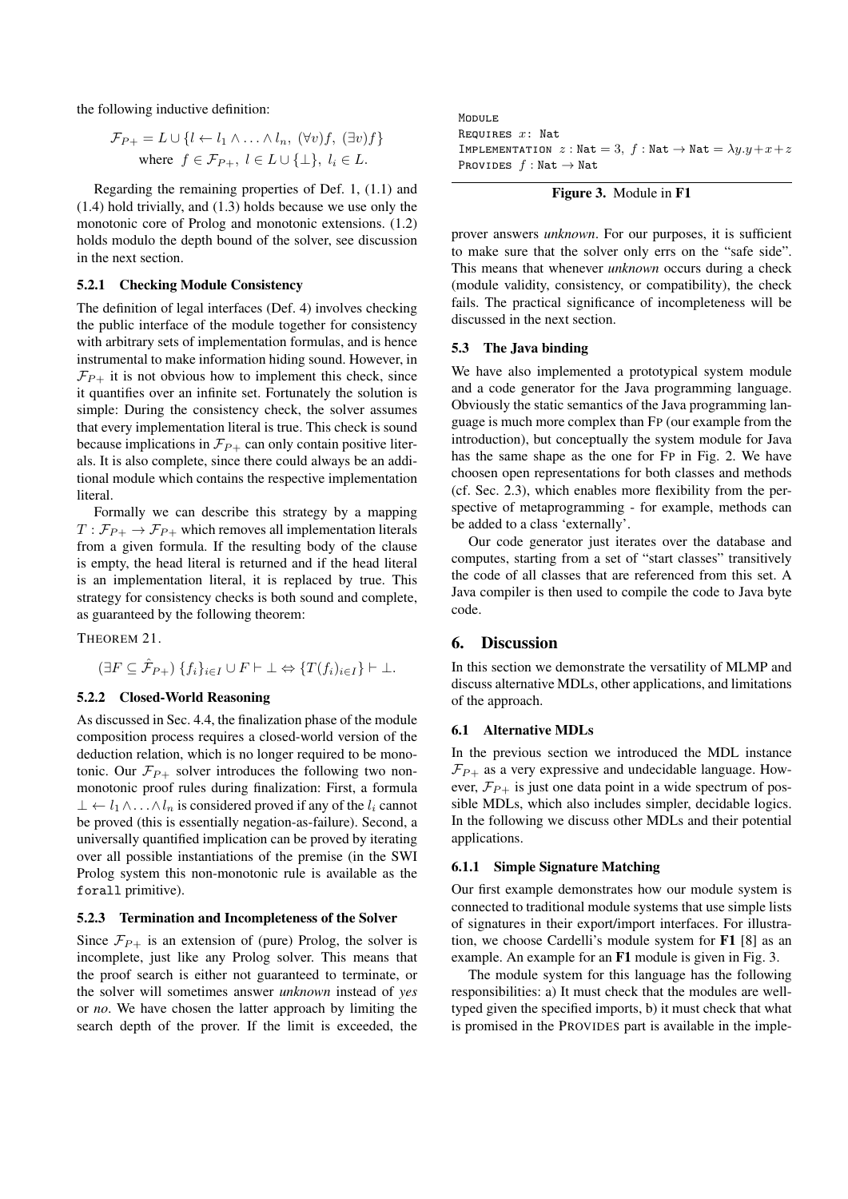the following inductive definition:

$$\mathcal{F}_{P+} = L \cup \{l \leftarrow l_1 \wedge \ldots \wedge l_n,\ (\forall v)f,\ (\exists v)f\}$$
$$\text{where } f \in \mathcal{F}_{P+},\ l \in L \cup \{\bot\},\ l_i \in L.$$

Regarding the remaining properties of Def. 1, (1.1) and (1.4) hold trivially, and (1.3) holds because we use only the monotonic core of Prolog and monotonic extensions. (1.2) holds modulo the depth bound of the solver, see discussion in the next section.

#### 5.2.1 Checking Module Consistency

The definition of legal interfaces (Def. 4) involves checking the public interface of the module together for consistency with arbitrary sets of implementation formulas, and is hence instrumental to make information hiding sound. However, in $\mathcal{F}_{P+}$ it is not obvious how to implement this check, since it quantifies over an infinite set. Fortunately the solution is simple: During the consistency check, the solver assumes that every implementation literal is true. This check is sound because implications in $\mathcal{F}_{P+}$ can only contain positive literals. It is also complete, since there could always be an additional module which contains the respective implementation literal.

Formally we can describe this strategy by a mapping $T : \mathcal{F}_{P+} \rightarrow \mathcal{F}_{P+}$ which removes all implementation literals from a given formula. If the resulting body of the clause is empty, the head literal is returned and if the head literal is an implementation literal, it is replaced by true. This strategy for consistency checks is both sound and complete, as guaranteed by the following theorem:

THEOREM 21.

$$(\exists F \subseteq \hat{\mathcal{F}}_{P+})\ \{f_i\}_{i \in I} \cup F \vdash \bot \Leftrightarrow \{T(f_i)_{i \in I}\} \vdash \bot.$$

#### 5.2.2 Closed-World Reasoning

As discussed in Sec. 4.4, the finalization phase of the module composition process requires a closed-world version of the deduction relation, which is no longer required to be monotonic. Our $\mathcal{F}_{P+}$ solver introduces the following two non-monotonic proof rules during finalization: First, a formula $\bot \leftarrow l_1 \wedge \ldots \wedge l_n$ is considered proved if any of the $l_i$ cannot be proved (this is essentially negation-as-failure). Second, a universally quantified implication can be proved by iterating over all possible instantiations of the premise (in the SWI Prolog system this non-monotonic rule is available as the `forall` primitive).

#### 5.2.3 Termination and Incompleteness of the Solver

Since $\mathcal{F}_{P+}$ is an extension of (pure) Prolog, the solver is incomplete, just like any Prolog solver. This means that the proof search is either not guaranteed to terminate, or the solver will sometimes answer *unknown* instead of *yes* or *no*. We have chosen the latter approach by limiting the search depth of the prover. If the limit is exceeded, the prover answers *unknown*. For our purposes, it is sufficient to make sure that the solver only errs on the "safe side". This means that whenever *unknown* occurs during a check (module validity, consistency, or compatibility), the check fails. The practical significance of incompleteness will be discussed in the next section.

```
MODULE
REQUIRES x: Nat
IMPLEMENTATION z : Nat = 3, f : Nat → Nat = λy.y+x+z
PROVIDES f : Nat → Nat
```

**Figure 3.** Module in **F1**

### 5.3 The Java binding

We have also implemented a prototypical system module and a code generator for the Java programming language. Obviously the static semantics of the Java programming language is much more complex than FP (our example from the introduction), but conceptually the system module for Java has the same shape as the one for FP in Fig. 2. We have choosen open representations for both classes and methods (cf. Sec. 2.3), which enables more flexibility from the perspective of metaprogramming - for example, methods can be added to a class 'externally'.

Our code generator just iterates over the database and computes, starting from a set of "start classes" transitively the code of all classes that are referenced from this set. A Java compiler is then used to compile the code to Java byte code.

## 6. Discussion

In this section we demonstrate the versatility of MLMP and discuss alternative MDLs, other applications, and limitations of the approach.

### 6.1 Alternative MDLs

In the previous section we introduced the MDL instance $\mathcal{F}_{P+}$ as a very expressive and undecidable language. However, $\mathcal{F}_{P+}$ is just one data point in a wide spectrum of possible MDLs, which also includes simpler, decidable logics. In the following we discuss other MDLs and their potential applications.

#### 6.1.1 Simple Signature Matching

Our first example demonstrates how our module system is connected to traditional module systems that use simple lists of signatures in their export/import interfaces. For illustration, we choose Cardelli's module system for **F1** [8] as an example. An example for an **F1** module is given in Fig. 3.

The module system for this language has the following responsibilities: a) It must check that the modules are well-typed given the specified imports, b) it must check that what is promised in the PROVIDES part is available in the imple-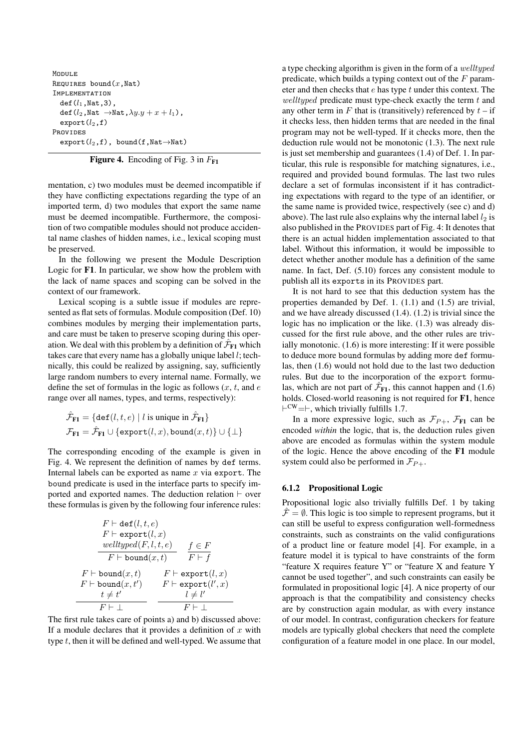```
MODULE
REQUIRES bound(x,Nat)
IMPLEMENTATION
  def(l1,Nat,3),
  def(l2,Nat →Nat,λy.y + x + l1),
  export(l2,f)
PROVIDES
  export(l2,f), bound(f,Nat→Nat)
```

**Figure 4.** Encoding of Fig. 3 in $F_{\mathbf{F1}}$

mentation, c) two modules must be deemed incompatible if they have conflicting expectations regarding the type of an imported term, d) two modules that export the same name must be deemed incompatible. Furthermore, the composition of two compatible modules should not produce accidental name clashes of hidden names, i.e., lexical scoping must be preserved.

In the following we present the Module Description Logic for **F1**. In particular, we show how the problem with the lack of name spaces and scoping can be solved in the context of our framework.

Lexical scoping is a subtle issue if modules are represented as flat sets of formulas. Module composition (Def. 10) combines modules by merging their implementation parts, and care must be taken to preserve scoping during this operation. We deal with this problem by a definition of $\hat{\mathcal{F}}_{\mathbf{F1}}$ which takes care that every name has a globally unique label $l$; technically, this could be realized by assigning, say, sufficiently large random numbers to every internal name. Formally, we define the set of formulas in the logic as follows ($x$, $t$, and $e$ range over all names, types, and terms, respectively):

$$\hat{\mathcal{F}}_{\mathbf{F1}} = \{\mathtt{def}(l,t,e) \mid l \text{ is unique in } \hat{\mathcal{F}}_{\mathbf{F1}}\}$$
$$\mathcal{F}_{\mathbf{F1}} = \hat{\mathcal{F}}_{\mathbf{F1}} \cup \{\mathtt{export}(l,x), \mathtt{bound}(x,t)\} \cup \{\bot\}$$

The corresponding encoding of the example is given in Fig. 4. We represent the definition of names by def terms. Internal labels can be exported as name $x$ via export. The bound predicate is used in the interface parts to specify imported and exported names. The deduction relation $\vdash$ over these formulas is given by the following four inference rules:

$$\frac{F \vdash \mathtt{def}(l,t,e) \quad F \vdash \mathtt{export}(l,x) \quad \mathit{welltyped}(F,l,t,e)}{F \vdash \mathtt{bound}(x,t)} \qquad \frac{f \in F}{F \vdash f}$$

$$\frac{F \vdash \mathtt{bound}(x,t) \quad F \vdash \mathtt{bound}(x,t') \quad t \neq t'}{F \vdash \bot} \qquad \frac{F \vdash \mathtt{export}(l,x) \quad F \vdash \mathtt{export}(l',x) \quad l \neq l'}{F \vdash \bot}$$

The first rule takes care of points a) and b) discussed above: If a module declares that it provides a definition of $x$ with type $t$, then it will be defined and well-typed. We assume that a type checking algorithm is given in the form of a *welltyped* predicate, which builds a typing context out of the $F$ parameter and then checks that $e$ has type $t$ under this context. The *welltyped* predicate must type-check exactly the term $t$ and any other term in $F$ that is (transitively) referenced by $t$ – if it checks less, then hidden terms that are needed in the final program may not be well-typed. If it checks more, then the deduction rule would not be monotonic (1.3). The next rule is just set membership and guarantees (1.4) of Def. 1. In particular, this rule is responsible for matching signatures, i.e., required and provided bound formulas. The last two rules declare a set of formulas inconsistent if it has contradicting expectations with regard to the type of an identifier, or the same name is provided twice, respectively (see c) and d) above). The last rule also explains why the internal label $l_2$ is also published in the PROVIDES part of Fig. 4: It denotes that there is an actual hidden implementation associated to that label. Without this information, it would be impossible to detect whether another module has a definition of the same name. In fact, Def. (5.10) forces any consistent module to publish all its exports in its PROVIDES part.

It is not hard to see that this deduction system has the properties demanded by Def. 1. (1.1) and (1.5) are trivial, and we have already discussed (1.4). (1.2) is trivial since the logic has no implication or the like. (1.3) was already discussed for the first rule above, and the other rules are trivially monotonic. (1.6) is more interesting: If it were possible to deduce more bound formulas by adding more def formulas, then (1.6) would not hold due to the last two deduction rules. But due to the incorporation of the export formulas, which are not part of $\hat{\mathcal{F}}_{\mathbf{F1}}$, this cannot happen and (1.6) holds. Closed-world reasoning is not required for **F1**, hence $\vdash^{\mathrm{CW}}=\vdash$, which trivially fulfills 1.7.

In a more expressive logic, such as $\mathcal{F}_{P+}$, $\mathcal{F}_{\mathbf{F1}}$ can be encoded *within* the logic, that is, the deduction rules given above are encoded as formulas within the system module of the logic. Hence the above encoding of the **F1** module system could also be performed in $\mathcal{F}_{P+}$.

#### 6.1.2 Propositional Logic

Propositional logic also trivially fulfills Def. 1 by taking $\hat{\mathcal{F}} = \emptyset$. This logic is too simple to represent programs, but it can still be useful to express configuration well-formedness constraints, such as constraints on the valid configurations of a product line or feature model [4]. For example, in a feature model it is typical to have constraints of the form "feature X requires feature Y" or "feature X and feature Y cannot be used together", and such constraints can easily be formulated in propositional logic [4]. A nice property of our approach is that the compatibility and consistency checks are by construction again modular, as with every instance of our model. In contrast, configuration checkers for feature models are typically global checkers that need the complete configuration of a feature model in one place. In our model,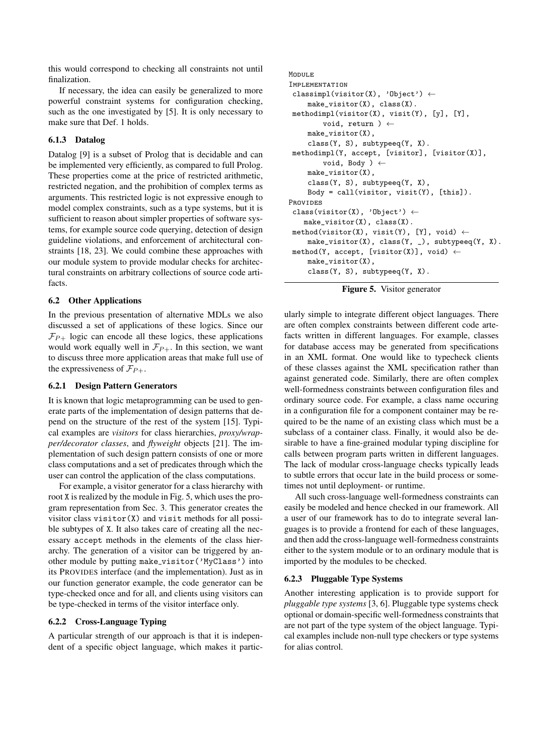this would correspond to checking all constraints not until finalization.

If necessary, the idea can easily be generalized to more powerful constraint systems for configuration checking, such as the one investigated by [5]. It is only necessary to make sure that Def. 1 holds.

### 6.1.3 Datalog

Datalog [9] is a subset of Prolog that is decidable and can be implemented very efficiently, as compared to full Prolog. These properties come at the price of restricted arithmetic, restricted negation, and the prohibition of complex terms as arguments. This restricted logic is not expressive enough to model complex constraints, such as a type systems, but it is sufficient to reason about simpler properties of software systems, for example source code querying, detection of design guideline violations, and enforcement of architectural constraints [18, 23]. We could combine these approaches with our module system to provide modular checks for architectural constraints on arbitrary collections of source code artifacts.

## 6.2 Other Applications

In the previous presentation of alternative MDLs we also discussed a set of applications of these logics. Since our $\mathcal{F}_{P+}$ logic can encode all these logics, these applications would work equally well in $\mathcal{F}_{P+}$. In this section, we want to discuss three more application areas that make full use of the expressiveness of $\mathcal{F}_{P+}$.

### 6.2.1 Design Pattern Generators

It is known that logic metaprogramming can be used to generate parts of the implementation of design patterns that depend on the structure of the rest of the system [15]. Typical examples are *visitors* for class hierarchies, *proxy/wrapper/decorator classes*, and *flyweight* objects [21]. The implementation of such design pattern consists of one or more class computations and a set of predicates through which the user can control the application of the class computations.

For example, a visitor generator for a class hierarchy with root X is realized by the module in Fig. 5, which uses the program representation from Sec. 3. This generator creates the visitor class `visitor(X)` and `visit` methods for all possible subtypes of X. It also takes care of creating all the necessary `accept` methods in the elements of the class hierarchy. The generation of a visitor can be triggered by another module by putting `make_visitor('MyClass')` into its PROVIDES interface (and the implementation). Just as in our function generator example, the code generator can be type-checked once and for all, and clients using visitors can be type-checked in terms of the visitor interface only.

```
MODULE
IMPLEMENTATION
 classimpl(visitor(X), 'Object') ←
     make_visitor(X), class(X).
 methodimpl(visitor(X), visit(Y), [y], [Y],
         void, return ) ←
     make_visitor(X),
     class(Y, S), subtypeeq(Y, X).
 methodimpl(Y, accept, [visitor], [visitor(X)],
         void, Body ) ←
     make_visitor(X),
     class(Y, S), subtypeeq(Y, X),
     Body = call(visitor, visit(Y), [this]).
PROVIDES
 class(visitor(X), 'Object') ←
    make_visitor(X), class(X).
 method(visitor(X), visit(Y), [Y], void) ←
     make_visitor(X), class(Y, _), subtypeeq(Y, X).
 method(Y, accept, [visitor(X)], void) ←
     make_visitor(X),
     class(Y, S), subtypeeq(Y, X).
```

**Figure 5.** Visitor generator

### 6.2.2 Cross-Language Typing

A particular strength of our approach is that it is independent of a specific object language, which makes it particularly simple to integrate different object languages. There are often complex constraints between different code artefacts written in different languages. For example, classes for database access may be generated from specifications in an XML format. One would like to typecheck clients of these classes against the XML specification rather than against generated code. Similarly, there are often complex well-formedness constraints between configuration files and ordinary source code. For example, a class name occuring in a configuration file for a component container may be required to be the name of an existing class which must be a subclass of a container class. Finally, it would also be desirable to have a fine-grained modular typing discipline for calls between program parts written in different languages. The lack of modular cross-language checks typically leads to subtle errors that occur late in the build process or sometimes not until deployment- or runtime.

All such cross-language well-formedness constraints can easily be modeled and hence checked in our framework. All a user of our framework has to do to integrate several languages is to provide a frontend for each of these languages, and then add the cross-language well-formedness constraints either to the system module or to an ordinary module that is imported by the modules to be checked.

### 6.2.3 Pluggable Type Systems

Another interesting application is to provide support for *pluggable type systems* [3, 6]. Pluggable type systems check optional or domain-specific well-formedness constraints that are not part of the type system of the object language. Typical examples include non-null type checkers or type systems for alias control.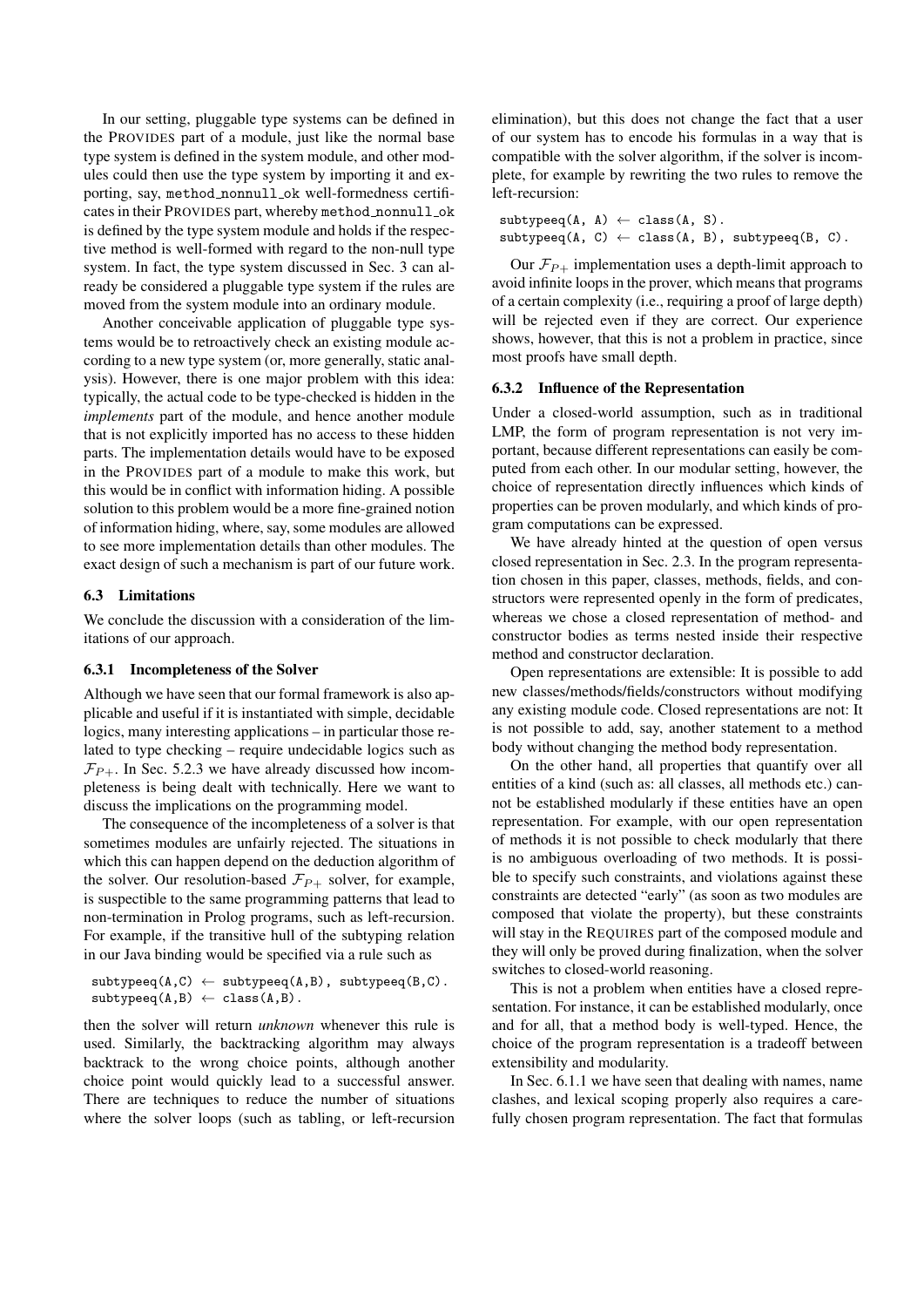In our setting, pluggable type systems can be defined in the PROVIDES part of a module, just like the normal base type system is defined in the system module, and other modules could then use the type system by importing it and exporting, say, `method_nonnull_ok` well-formedness certificates in their PROVIDES part, whereby `method_nonnull_ok` is defined by the type system module and holds if the respective method is well-formed with regard to the non-null type system. In fact, the type system discussed in Sec. 3 can already be considered a pluggable type system if the rules are moved from the system module into an ordinary module.

Another conceivable application of pluggable type systems would be to retroactively check an existing module according to a new type system (or, more generally, static analysis). However, there is one major problem with this idea: typically, the actual code to be type-checked is hidden in the *implements* part of the module, and hence another module that is not explicitly imported has no access to these hidden parts. The implementation details would have to be exposed in the PROVIDES part of a module to make this work, but this would be in conflict with information hiding. A possible solution to this problem would be a more fine-grained notion of information hiding, where, say, some modules are allowed to see more implementation details than other modules. The exact design of such a mechanism is part of our future work.

### 6.3 Limitations

We conclude the discussion with a consideration of the limitations of our approach.

#### 6.3.1 Incompleteness of the Solver

Although we have seen that our formal framework is also applicable and useful if it is instantiated with simple, decidable logics, many interesting applications – in particular those related to type checking – require undecidable logics such as $\mathcal{F}_{P+}$. In Sec. 5.2.3 we have already discussed how incompleteness is being dealt with technically. Here we want to discuss the implications on the programming model.

The consequence of the incompleteness of a solver is that sometimes modules are unfairly rejected. The situations in which this can happen depend on the deduction algorithm of the solver. Our resolution-based $\mathcal{F}_{P+}$ solver, for example, is suspectible to the same programming patterns that lead to non-termination in Prolog programs, such as left-recursion. For example, if the transitive hull of the subtyping relation in our Java binding would be specified via a rule such as

```
subtypeeq(A,C) ← subtypeeq(A,B), subtypeeq(B,C).
subtypeeq(A,B) ← class(A,B).
```

then the solver will return *unknown* whenever this rule is used. Similarly, the backtracking algorithm may always backtrack to the wrong choice points, although another choice point would quickly lead to a successful answer. There are techniques to reduce the number of situations where the solver loops (such as tabling, or left-recursion elimination), but this does not change the fact that a user of our system has to encode his formulas in a way that is compatible with the solver algorithm, if the solver is incomplete, for example by rewriting the two rules to remove the left-recursion:

```
subtypeeq(A, A) ← class(A, S).
subtypeeq(A, C) ← class(A, B), subtypeeq(B, C).
```

Our $\mathcal{F}_{P+}$ implementation uses a depth-limit approach to avoid infinite loops in the prover, which means that programs of a certain complexity (i.e., requiring a proof of large depth) will be rejected even if they are correct. Our experience shows, however, that this is not a problem in practice, since most proofs have small depth.

#### 6.3.2 Influence of the Representation

Under a closed-world assumption, such as in traditional LMP, the form of program representation is not very important, because different representations can easily be computed from each other. In our modular setting, however, the choice of representation directly influences which kinds of properties can be proven modularly, and which kinds of program computations can be expressed.

We have already hinted at the question of open versus closed representation in Sec. 2.3. In the program representation chosen in this paper, classes, methods, fields, and constructors were represented openly in the form of predicates, whereas we chose a closed representation of method- and constructor bodies as terms nested inside their respective method and constructor declaration.

Open representations are extensible: It is possible to add new classes/methods/fields/constructors without modifying any existing module code. Closed representations are not: It is not possible to add, say, another statement to a method body without changing the method body representation.

On the other hand, all properties that quantify over all entities of a kind (such as: all classes, all methods etc.) cannot be established modularly if these entities have an open representation. For example, with our open representation of methods it is not possible to check modularly that there is no ambiguous overloading of two methods. It is possible to specify such constraints, and violations against these constraints are detected "early" (as soon as two modules are composed that violate the property), but these constraints will stay in the REQUIRES part of the composed module and they will only be proved during finalization, when the solver switches to closed-world reasoning.

This is not a problem when entities have a closed representation. For instance, it can be established modularly, once and for all, that a method body is well-typed. Hence, the choice of the program representation is a tradeoff between extensibility and modularity.

In Sec. 6.1.1 we have seen that dealing with names, name clashes, and lexical scoping properly also requires a carefully chosen program representation. The fact that formulas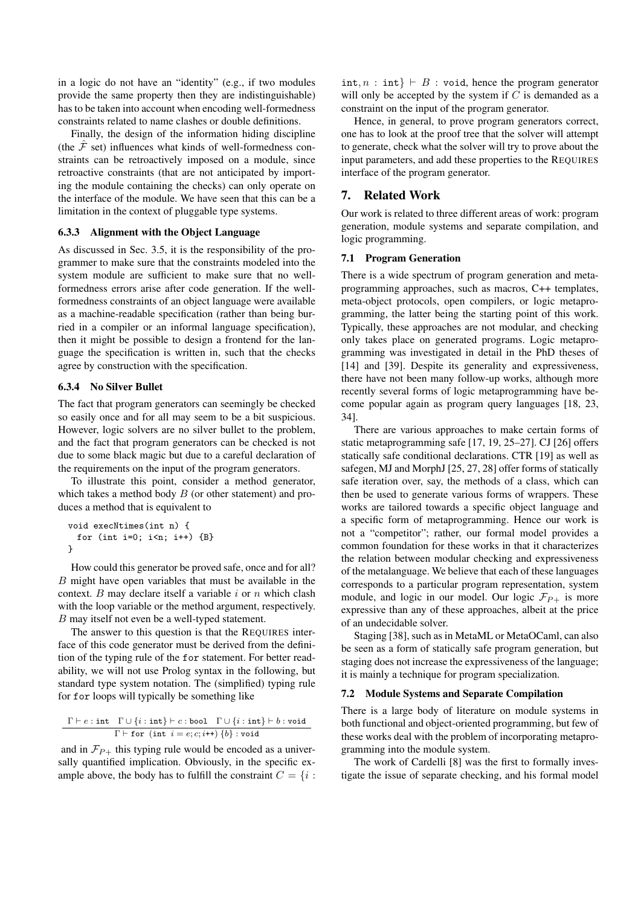in a logic do not have an "identity" (e.g., if two modules provide the same property then they are indistinguishable) has to be taken into account when encoding well-formedness constraints related to name clashes or double definitions.

Finally, the design of the information hiding discipline (the $\hat{\mathcal{F}}$ set) influences what kinds of well-formedness constraints can be retroactively imposed on a module, since retroactive constraints (that are not anticipated by importing the module containing the checks) can only operate on the interface of the module. We have seen that this can be a limitation in the context of pluggable type systems.

#### 6.3.3 Alignment with the Object Language

As discussed in Sec. 3.5, it is the responsibility of the programmer to make sure that the constraints modeled into the system module are sufficient to make sure that no well-formedness errors arise after code generation. If the well-formedness constraints of an object language were available as a machine-readable specification (rather than being buried in a compiler or an informal language specification), then it might be possible to design a frontend for the language the specification is written in, such that the checks agree by construction with the specification.

#### 6.3.4 No Silver Bullet

The fact that program generators can seemingly be checked so easily once and for all may seem to be a bit suspicious. However, logic solvers are no silver bullet to the problem, and the fact that program generators can be checked is not due to some black magic but due to a careful declaration of the requirements on the input of the program generators.

To illustrate this point, consider a method generator, which takes a method body $B$ (or other statement) and produces a method that is equivalent to

```
void execNtimes(int n) {
  for (int i=0; i<n; i++) {B}
}
```

How could this generator be proved safe, once and for all? $B$ might have open variables that must be available in the context. $B$ may declare itself a variable $i$ or $n$ which clash with the loop variable or the method argument, respectively. $B$ may itself not even be a well-typed statement.

The answer to this question is that the REQUIRES interface of this code generator must be derived from the definition of the typing rule of the `for` statement. For better readability, we will not use Prolog syntax in the following, but standard type system notation. The (simplified) typing rule for `for` loops will typically be something like

$$\frac{\Gamma \vdash e : \texttt{int} \quad \Gamma \cup \{i : \texttt{int}\} \vdash c : \texttt{bool} \quad \Gamma \cup \{i : \texttt{int}\} \vdash b : \texttt{void}}{\Gamma \vdash \texttt{for (int } i = e; c; i\texttt{++)} \; \{b\} : \texttt{void}}$$

and in $\mathcal{F}_{P+}$ this typing rule would be encoded as a universally quantified implication. Obviously, in the specific example above, the body has to fulfill the constraint $C = \{i : \texttt{int}, n : \texttt{int}\} \vdash B : \texttt{void}$, hence the program generator will only be accepted by the system if $C$ is demanded as a constraint on the input of the program generator.

Hence, in general, to prove program generators correct, one has to look at the proof tree that the solver will attempt to generate, check what the solver will try to prove about the input parameters, and add these properties to the REQUIRES interface of the program generator.

## 7. Related Work

Our work is related to three different areas of work: program generation, module systems and separate compilation, and logic programming.

### 7.1 Program Generation

There is a wide spectrum of program generation and metaprogramming approaches, such as macros, C++ templates, meta-object protocols, open compilers, or logic metaprogramming, the latter being the starting point of this work. Typically, these approaches are not modular, and checking only takes place on generated programs. Logic metaprogramming was investigated in detail in the PhD theses of [14] and [39]. Despite its generality and expressiveness, there have not been many follow-up works, although more recently several forms of logic metaprogramming have become popular again as program query languages [18, 23, 34].

There are various approaches to make certain forms of static metaprogramming safe [17, 19, 25–27]. CJ [26] offers statically safe conditional declarations. CTR [19] as well as safegen, MJ and MorphJ [25, 27, 28] offer forms of statically safe iteration over, say, the methods of a class, which can then be used to generate various forms of wrappers. These works are tailored towards a specific object language and a specific form of metaprogramming. Hence our work is not a "competitor"; rather, our formal model provides a common foundation for these works in that it characterizes the relation between modular checking and expressiveness of the metalanguage. We believe that each of these languages corresponds to a particular program representation, system module, and logic in our model. Our logic $\mathcal{F}_{P+}$ is more expressive than any of these approaches, albeit at the price of an undecidable solver.

Staging [38], such as in MetaML or MetaOCaml, can also be seen as a form of statically safe program generation, but staging does not increase the expressiveness of the language; it is mainly a technique for program specialization.

### 7.2 Module Systems and Separate Compilation

There is a large body of literature on module systems in both functional and object-oriented programming, but few of these works deal with the problem of incorporating metaprogramming into the module system.

The work of Cardelli [8] was the first to formally investigate the issue of separate checking, and his formal model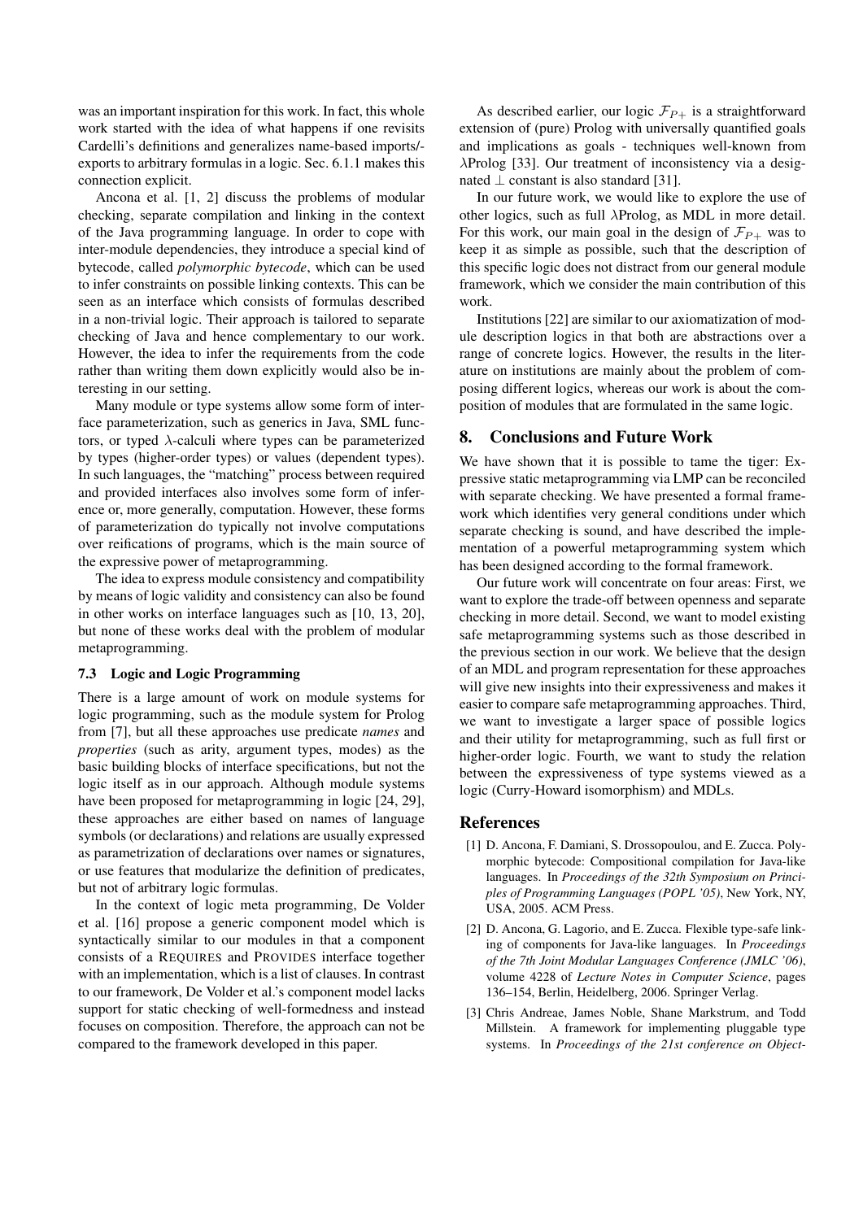was an important inspiration for this work. In fact, this whole work started with the idea of what happens if one revisits Cardelli's definitions and generalizes name-based imports/-exports to arbitrary formulas in a logic. Sec. 6.1.1 makes this connection explicit.

Ancona et al. [1, 2] discuss the problems of modular checking, separate compilation and linking in the context of the Java programming language. In order to cope with inter-module dependencies, they introduce a special kind of bytecode, called *polymorphic bytecode*, which can be used to infer constraints on possible linking contexts. This can be seen as an interface which consists of formulas described in a non-trivial logic. Their approach is tailored to separate checking of Java and hence complementary to our work. However, the idea to infer the requirements from the code rather than writing them down explicitly would also be interesting in our setting.

Many module or type systems allow some form of interface parameterization, such as generics in Java, SML functors, or typed $\lambda$-calculi where types can be parameterized by types (higher-order types) or values (dependent types). In such languages, the "matching" process between required and provided interfaces also involves some form of inference or, more generally, computation. However, these forms of parameterization do typically not involve computations over reifications of programs, which is the main source of the expressive power of metaprogramming.

The idea to express module consistency and compatibility by means of logic validity and consistency can also be found in other works on interface languages such as [10, 13, 20], but none of these works deal with the problem of modular metaprogramming.

### 7.3 Logic and Logic Programming

There is a large amount of work on module systems for logic programming, such as the module system for Prolog from [7], but all these approaches use predicate *names* and *properties* (such as arity, argument types, modes) as the basic building blocks of interface specifications, but not the logic itself as in our approach. Although module systems have been proposed for metaprogramming in logic [24, 29], these approaches are either based on names of language symbols (or declarations) and relations are usually expressed as parametrization of declarations over names or signatures, or use features that modularize the definition of predicates, but not of arbitrary logic formulas.

In the context of logic meta programming, De Volder et al. [16] propose a generic component model which is syntactically similar to our modules in that a component consists of a REQUIRES and PROVIDES interface together with an implementation, which is a list of clauses. In contrast to our framework, De Volder et al.'s component model lacks support for static checking of well-formedness and instead focuses on composition. Therefore, the approach can not be compared to the framework developed in this paper.

As described earlier, our logic $\mathcal{F}_{P+}$ is a straightforward extension of (pure) Prolog with universally quantified goals and implications as goals - techniques well-known from $\lambda$Prolog [33]. Our treatment of inconsistency via a designated $\bot$ constant is also standard [31].

In our future work, we would like to explore the use of other logics, such as full $\lambda$Prolog, as MDL in more detail. For this work, our main goal in the design of $\mathcal{F}_{P+}$ was to keep it as simple as possible, such that the description of this specific logic does not distract from our general module framework, which we consider the main contribution of this work.

Institutions [22] are similar to our axiomatization of module description logics in that both are abstractions over a range of concrete logics. However, the results in the literature on institutions are mainly about the problem of composing different logics, whereas our work is about the composition of modules that are formulated in the same logic.

## 8. Conclusions and Future Work

We have shown that it is possible to tame the tiger: Expressive static metaprogramming via LMP can be reconciled with separate checking. We have presented a formal framework which identifies very general conditions under which separate checking is sound, and have described the implementation of a powerful metaprogramming system which has been designed according to the formal framework.

Our future work will concentrate on four areas: First, we want to explore the trade-off between openness and separate checking in more detail. Second, we want to model existing safe metaprogramming systems such as those described in the previous section in our work. We believe that the design of an MDL and program representation for these approaches will give new insights into their expressiveness and makes it easier to compare safe metaprogramming approaches. Third, we want to investigate a larger space of possible logics and their utility for metaprogramming, such as full first or higher-order logic. Fourth, we want to study the relation between the expressiveness of type systems viewed as a logic (Curry-Howard isomorphism) and MDLs.

## References

[1] D. Ancona, F. Damiani, S. Drossopoulou, and E. Zucca. Polymorphic bytecode: Compositional compilation for Java-like languages. In *Proceedings of the 32th Symposium on Principles of Programming Languages (POPL '05)*, New York, NY, USA, 2005. ACM Press.

[2] D. Ancona, G. Lagorio, and E. Zucca. Flexible type-safe linking of components for Java-like languages. In *Proceedings of the 7th Joint Modular Languages Conference (JMLC '06)*, volume 4228 of *Lecture Notes in Computer Science*, pages 136–154, Berlin, Heidelberg, 2006. Springer Verlag.

[3] Chris Andreae, James Noble, Shane Markstrum, and Todd Millstein. A framework for implementing pluggable type systems. In *Proceedings of the 21st conference on Object-*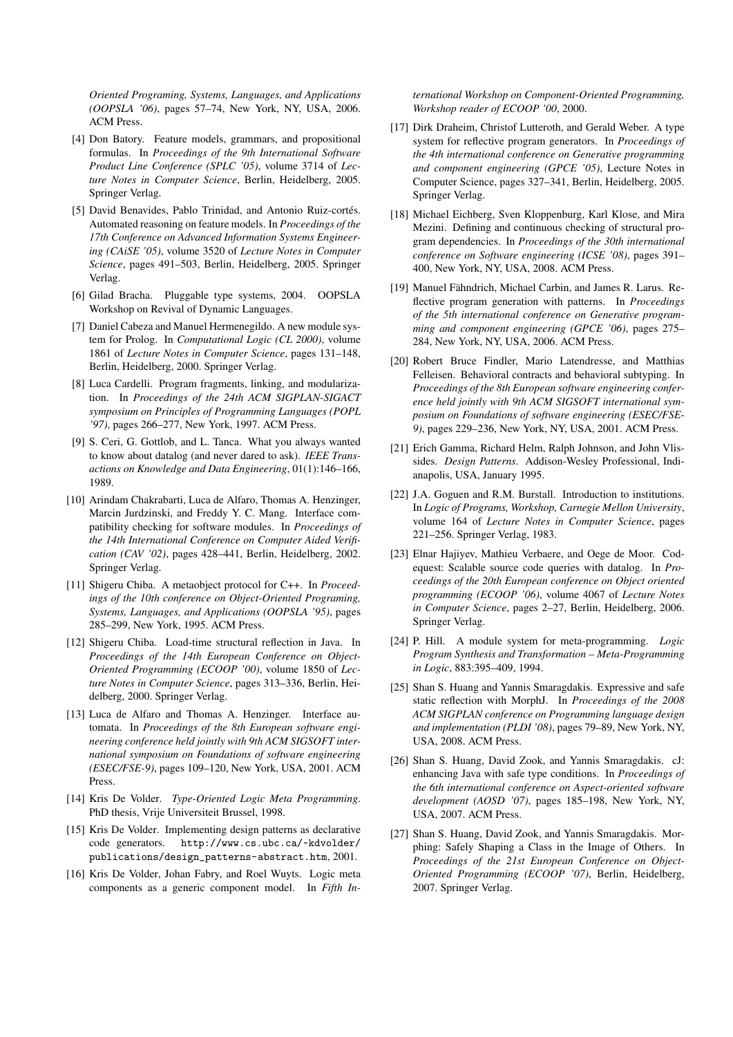*Oriented Programing, Systems, Languages, and Applications (OOPSLA '06)*, pages 57–74, New York, NY, USA, 2006. ACM Press.

[4] Don Batory. Feature models, grammars, and propositional formulas. In *Proceedings of the 9th International Software Product Line Conference (SPLC '05)*, volume 3714 of *Lecture Notes in Computer Science*, Berlin, Heidelberg, 2005. Springer Verlag.

[5] David Benavides, Pablo Trinidad, and Antonio Ruiz-cortés. Automated reasoning on feature models. In *Proceedings of the 17th Conference on Advanced Information Systems Engineering (CAiSE '05)*, volume 3520 of *Lecture Notes in Computer Science*, pages 491–503, Berlin, Heidelberg, 2005. Springer Verlag.

[6] Gilad Bracha. Pluggable type systems, 2004. OOPSLA Workshop on Revival of Dynamic Languages.

[7] Daniel Cabeza and Manuel Hermenegildo. A new module system for Prolog. In *Computational Logic (CL 2000)*, volume 1861 of *Lecture Notes in Computer Science*, pages 131–148, Berlin, Heidelberg, 2000. Springer Verlag.

[8] Luca Cardelli. Program fragments, linking, and modularization. In *Proceedings of the 24th ACM SIGPLAN-SIGACT symposium on Principles of Programming Languages (POPL '97)*, pages 266–277, New York, 1997. ACM Press.

[9] S. Ceri, G. Gottlob, and L. Tanca. What you always wanted to know about datalog (and never dared to ask). *IEEE Transactions on Knowledge and Data Engineering*, 01(1):146–166, 1989.

[10] Arindam Chakrabarti, Luca de Alfaro, Thomas A. Henzinger, Marcin Jurdzinski, and Freddy Y. C. Mang. Interface compatibility checking for software modules. In *Proceedings of the 14th International Conference on Computer Aided Verification (CAV '02)*, pages 428–441, Berlin, Heidelberg, 2002. Springer Verlag.

[11] Shigeru Chiba. A metaobject protocol for C++. In *Proceedings of the 10th conference on Object-Oriented Programing, Systems, Languages, and Applications (OOPSLA '95)*, pages 285–299, New York, 1995. ACM Press.

[12] Shigeru Chiba. Load-time structural reflection in Java. In *Proceedings of the 14th European Conference on Object-Oriented Programming (ECOOP '00)*, volume 1850 of *Lecture Notes in Computer Science*, pages 313–336, Berlin, Heidelberg, 2000. Springer Verlag.

[13] Luca de Alfaro and Thomas A. Henzinger. Interface automata. In *Proceedings of the 8th European software engineering conference held jointly with 9th ACM SIGSOFT international symposium on Foundations of software engineering (ESEC/FSE-9)*, pages 109–120, New York, USA, 2001. ACM Press.

[14] Kris De Volder. *Type-Oriented Logic Meta Programming*. PhD thesis, Vrije Universiteit Brussel, 1998.

[15] Kris De Volder. Implementing design patterns as declarative code generators. `http://www.cs.ubc.ca/~kdvolder/publications/design_patterns-abstract.htm`, 2001.

[16] Kris De Volder, Johan Fabry, and Roel Wuyts. Logic meta components as a generic component model. In *Fifth International Workshop on Component-Oriented Programming, Workshop reader of ECOOP '00*, 2000.

[17] Dirk Draheim, Christof Lutteroth, and Gerald Weber. A type system for reflective program generators. In *Proceedings of the 4th international conference on Generative programming and component engineering (GPCE '05)*, Lecture Notes in Computer Science, pages 327–341, Berlin, Heidelberg, 2005. Springer Verlag.

[18] Michael Eichberg, Sven Kloppenburg, Karl Klose, and Mira Mezini. Defining and continuous checking of structural program dependencies. In *Proceedings of the 30th international conference on Software engineering (ICSE '08)*, pages 391–400, New York, NY, USA, 2008. ACM Press.

[19] Manuel Fähndrich, Michael Carbin, and James R. Larus. Reflective program generation with patterns. In *Proceedings of the 5th international conference on Generative programming and component engineering (GPCE '06)*, pages 275–284, New York, NY, USA, 2006. ACM Press.

[20] Robert Bruce Findler, Mario Latendresse, and Matthias Felleisen. Behavioral contracts and behavioral subtyping. In *Proceedings of the 8th European software engineering conference held jointly with 9th ACM SIGSOFT international symposium on Foundations of software engineering (ESEC/FSE-9)*, pages 229–236, New York, NY, USA, 2001. ACM Press.

[21] Erich Gamma, Richard Helm, Ralph Johnson, and John Vlissides. *Design Patterns*. Addison-Wesley Professional, Indianapolis, USA, January 1995.

[22] J.A. Goguen and R.M. Burstall. Introduction to institutions. In *Logic of Programs, Workshop, Carnegie Mellon University*, volume 164 of *Lecture Notes in Computer Science*, pages 221–256. Springer Verlag, 1983.

[23] Elnar Hajiyev, Mathieu Verbaere, and Oege de Moor. Codequest: Scalable source code queries with datalog. In *Proceedings of the 20th European conference on Object oriented programming (ECOOP '06)*, volume 4067 of *Lecture Notes in Computer Science*, pages 2–27, Berlin, Heidelberg, 2006. Springer Verlag.

[24] P. Hill. A module system for meta-programming. *Logic Program Synthesis and Transformation – Meta-Programming in Logic*, 883:395–409, 1994.

[25] Shan S. Huang and Yannis Smaragdakis. Expressive and safe static reflection with MorphJ. In *Proceedings of the 2008 ACM SIGPLAN conference on Programming language design and implementation (PLDI '08)*, pages 79–89, New York, NY, USA, 2008. ACM Press.

[26] Shan S. Huang, David Zook, and Yannis Smaragdakis. cJ: enhancing Java with safe type conditions. In *Proceedings of the 6th international conference on Aspect-oriented software development (AOSD '07)*, pages 185–198, New York, NY, USA, 2007. ACM Press.

[27] Shan S. Huang, David Zook, and Yannis Smaragdakis. Morphing: Safely Shaping a Class in the Image of Others. In *Proceedings of the 21st European Conference on Object-Oriented Programming (ECOOP '07)*, Berlin, Heidelberg, 2007. Springer Verlag.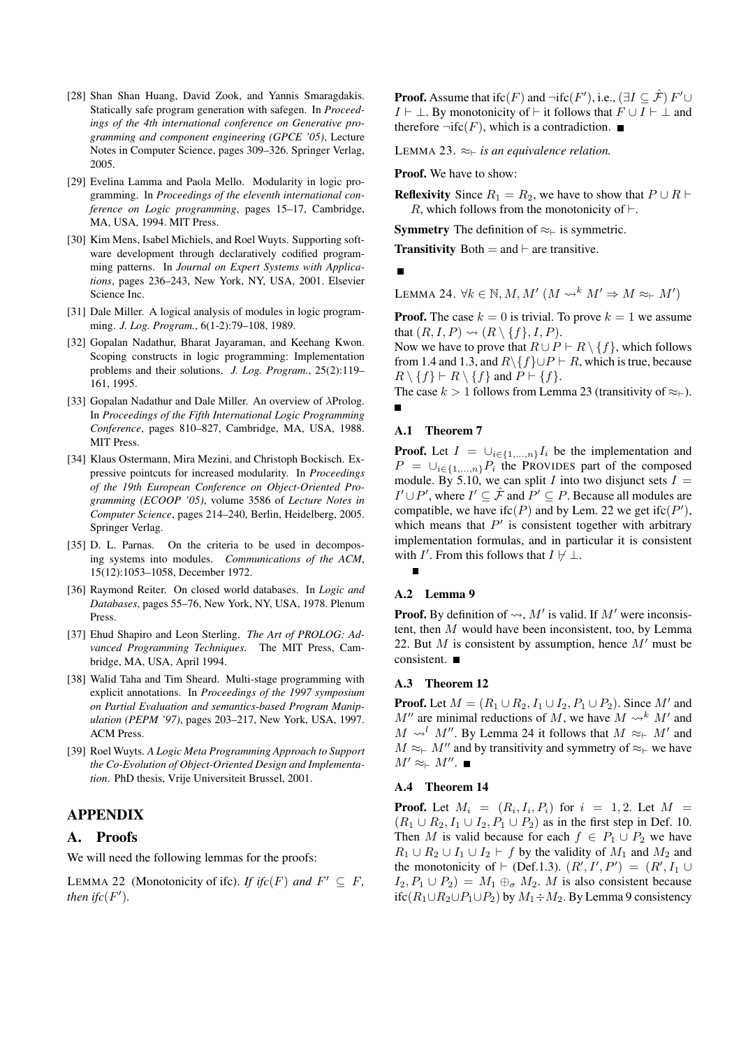[28] Shan Shan Huang, David Zook, and Yannis Smaragdakis. Statically safe program generation with safegen. In *Proceedings of the 4th international conference on Generative programming and component engineering (GPCE '05)*, Lecture Notes in Computer Science, pages 309–326. Springer Verlag, 2005.

[29] Evelina Lamma and Paola Mello. Modularity in logic programming. In *Proceedings of the eleventh international conference on Logic programming*, pages 15–17, Cambridge, MA, USA, 1994. MIT Press.

[30] Kim Mens, Isabel Michiels, and Roel Wuyts. Supporting software development through declaratively codified programming patterns. In *Journal on Expert Systems with Applications*, pages 236–243, New York, NY, USA, 2001. Elsevier Science Inc.

[31] Dale Miller. A logical analysis of modules in logic programming. *J. Log. Program.*, 6(1-2):79–108, 1989.

[32] Gopalan Nadathur, Bharat Jayaraman, and Keehang Kwon. Scoping constructs in logic programming: Implementation problems and their solutions. *J. Log. Program.*, 25(2):119–161, 1995.

[33] Gopalan Nadathur and Dale Miller. An overview of λProlog. In *Proceedings of the Fifth International Logic Programming Conference*, pages 810–827, Cambridge, MA, USA, 1988. MIT Press.

[34] Klaus Ostermann, Mira Mezini, and Christoph Bockisch. Expressive pointcuts for increased modularity. In *Proceedings of the 19th European Conference on Object-Oriented Programming (ECOOP '05)*, volume 3586 of *Lecture Notes in Computer Science*, pages 214–240, Berlin, Heidelberg, 2005. Springer Verlag.

[35] D. L. Parnas. On the criteria to be used in decomposing systems into modules. *Communications of the ACM*, 15(12):1053–1058, December 1972.

[36] Raymond Reiter. On closed world databases. In *Logic and Databases*, pages 55–76, New York, NY, USA, 1978. Plenum Press.

[37] Ehud Shapiro and Leon Sterling. *The Art of PROLOG: Advanced Programming Techniques*. The MIT Press, Cambridge, MA, USA, April 1994.

[38] Walid Taha and Tim Sheard. Multi-stage programming with explicit annotations. In *Proceedings of the 1997 symposium on Partial Evaluation and semantics-based Program Manipulation (PEPM '97)*, pages 203–217, New York, USA, 1997. ACM Press.

[39] Roel Wuyts. *A Logic Meta Programming Approach to Support the Co-Evolution of Object-Oriented Design and Implementation*. PhD thesis, Vrije Universiteit Brussel, 2001.

# APPENDIX

## A. Proofs

We will need the following lemmas for the proofs:

LEMMA 22 (Monotonicity of ifc). *If $ifc(F)$ and $F' \subseteq F$, then $ifc(F')$.*

**Proof.** Assume that $\text{ifc}(F)$ and $\neg\text{ifc}(F')$, i.e., $(\exists I \subseteq \hat{\mathcal{F}})\ F' \cup I \vdash \bot$. By monotonicity of $\vdash$ it follows that $F \cup I \vdash \bot$ and therefore $\neg\text{ifc}(F)$, which is a contradiction. ■

LEMMA 23. *$\approx_\vdash$ is an equivalence relation.*

**Proof.** We have to show:

**Reflexivity** Since $R_1 = R_2$, we have to show that $P \cup R \vdash R$, which follows from the monotonicity of $\vdash$.

**Symmetry** The definition of $\approx_\vdash$ is symmetric.

**Transitivity** Both $=$ and $\vdash$ are transitive.

■

LEMMA 24. $\forall k \in \mathbb{N}, M, M' \ (M \rightsquigarrow^k M' \Rightarrow M \approx_\vdash M')$

**Proof.** The case $k = 0$ is trivial. To prove $k = 1$ we assume that $(R, I, P) \rightsquigarrow (R \setminus \{f\}, I, P)$.
Now we have to prove that $R \cup P \vdash R \setminus \{f\}$, which follows from 1.4 and 1.3, and $R \setminus \{f\} \cup P \vdash R$, which is true, because $R \setminus \{f\} \vdash R \setminus \{f\}$ and $P \vdash \{f\}$.
The case $k > 1$ follows from Lemma 23 (transitivity of $\approx_\vdash$).
■

### A.1 Theorem 7

**Proof.** Let $I = \cup_{i \in \{1,\dots,n\}} I_i$ be the implementation and $P = \cup_{i \in \{1,\dots,n\}} P_i$ the PROVIDES part of the composed module. By 5.10, we can split $I$ into two disjunct sets $I = I' \cup P'$, where $I' \subseteq \hat{\mathcal{F}}$ and $P' \subseteq P$. Because all modules are compatible, we have $\text{ifc}(P)$ and by Lem. 22 we get $\text{ifc}(P')$, which means that $P'$ is consistent together with arbitrary implementation formulas, and in particular it is consistent with $I'$. From this follows that $I \not\vdash \bot$.
■

### A.2 Lemma 9

**Proof.** By definition of $\rightsquigarrow$, $M'$ is valid. If $M'$ were inconsistent, then $M$ would have been inconsistent, too, by Lemma 22. But $M$ is consistent by assumption, hence $M'$ must be consistent. ■

### A.3 Theorem 12

**Proof.** Let $M = (R_1 \cup R_2, I_1 \cup I_2, P_1 \cup P_2)$. Since $M'$ and $M''$ are minimal reductions of $M$, we have $M \rightsquigarrow^k M'$ and $M \rightsquigarrow^l M''$. By Lemma 24 it follows that $M \approx_\vdash M'$ and $M \approx_\vdash M''$ and by transitivity and symmetry of $\approx_\vdash$ we have $M' \approx_\vdash M''$. ■

### A.4 Theorem 14

**Proof.** Let $M_i = (R_i, I_i, P_i)$ for $i = 1, 2$. Let $M = (R_1 \cup R_2, I_1 \cup I_2, P_1 \cup P_2)$ as in the first step in Def. 10. Then $M$ is valid because for each $f \in P_1 \cup P_2$ we have $R_1 \cup R_2 \cup I_1 \cup I_2 \vdash f$ by the validity of $M_1$ and $M_2$ and the monotonicity of $\vdash$ (Def.1.3). $(R', I', P') = (R', I_1 \cup I_2, P_1 \cup P_2) = M_1 \oplus_\sigma M_2$. $M$ is also consistent because $\text{ifc}(R_1 \cup R_2 \cup P_1 \cup P_2)$ by $M_1 \div M_2$. By Lemma 9 consistency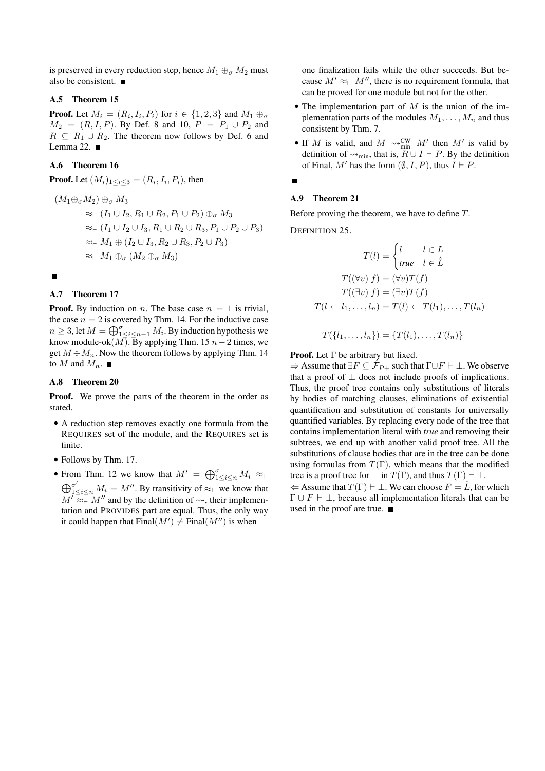is preserved in every reduction step, hence $M_1 \oplus_\sigma M_2$ must also be consistent. ■

### A.5 Theorem 15

**Proof.** Let $M_i = (R_i, I_i, P_i)$ for $i \in \{1, 2, 3\}$ and $M_1 \oplus_\sigma M_2 = (R, I, P)$. By Def. 8 and 10, $P = P_1 \cup P_2$ and $R \subseteq R_1 \cup R_2$. The theorem now follows by Def. 6 and Lemma 22. ■

### A.6 Theorem 16

**Proof.** Let $(M_i)_{1 \leq i \leq 3} = (R_i, I_i, P_i)$, then

$$
\begin{aligned}
(M_1 \oplus_\sigma M_2) \oplus_\sigma M_3 & \\
&\approx_\vdash (I_1 \cup I_2, R_1 \cup R_2, P_1 \cup P_2) \oplus_\sigma M_3 \\
&\approx_\vdash (I_1 \cup I_2 \cup I_3, R_1 \cup R_2 \cup R_3, P_1 \cup P_2 \cup P_3) \\
&\approx_\vdash M_1 \oplus (I_2 \cup I_3, R_2 \cup R_3, P_2 \cup P_3) \\
&\approx_\vdash M_1 \oplus_\sigma (M_2 \oplus_\sigma M_3)
\end{aligned}
$$

■

### A.7 Theorem 17

**Proof.** By induction on $n$. The base case $n = 1$ is trivial, the case $n = 2$ is covered by Thm. 14. For the inductive case $n \geq 3$, let $M = \bigoplus^\sigma_{1 \leq i \leq n-1} M_i$. By induction hypothesis we know module-ok$(M)$. By applying Thm. 15 $n-2$ times, we get $M \div M_n$. Now the theorem follows by applying Thm. 14 to $M$ and $M_n$. ■

### A.8 Theorem 20

**Proof.** We prove the parts of the theorem in the order as stated.

- A reduction step removes exactly one formula from the REQUIRES set of the module, and the REQUIRES set is finite.
- Follows by Thm. 17.
- From Thm. 12 we know that $M' = \bigoplus^\sigma_{1 \leq i \leq n} M_i \approx_\vdash \bigoplus^{\sigma'}_{1 \leq i \leq n} M_i = M''$. By transitivity of $\approx_\vdash$ we know that $M' \approx_\vdash M''$ and by the definition of $\rightsquigarrow$, their implementation and PROVIDES part are equal. Thus, the only way it could happen that Final$(M') \neq$ Final$(M'')$ is when one finalization fails while the other succeeds. But because $M' \approx_\vdash M''$, there is no requirement formula, that can be proved for one module but not for the other.
- The implementation part of $M$ is the union of the implementation parts of the modules $M_1, \ldots, M_n$ and thus consistent by Thm. 7.
- If $M$ is valid, and $M \rightsquigarrow^{\text{CW}}_{\text{min}} M'$ then $M'$ is valid by definition of $\rightsquigarrow_{\text{min}}$, that is, $R \cup I \vdash P$. By the definition of Final, $M'$ has the form $(\emptyset, I, P)$, thus $I \vdash P$.

■

### A.9 Theorem 21

Before proving the theorem, we have to define $T$.

DEFINITION 25.

$$
T(l) = \begin{cases} l & l \in L \\ \textit{true} & l \in \hat{L} \end{cases}
$$

$$
T((\forall v)\ f) = (\forall v) T(f)
$$

$$
T((\exists v)\ f) = (\exists v) T(f)
$$

$$
T(l \leftarrow l_1, \ldots, l_n) = T(l) \leftarrow T(l_1), \ldots, T(l_n)
$$

$$
T(\{l_1, \ldots, l_n\}) = \{T(l_1), \ldots, T(l_n)\}
$$

**Proof.** Let $\Gamma$ be arbitrary but fixed.

$\Rightarrow$ Assume that $\exists F \subseteq \hat{\mathcal{F}}_{P+}$ such that $\Gamma \cup F \vdash \bot$. We observe that a proof of $\bot$ does not include proofs of implications. Thus, the proof tree contains only substitutions of literals by bodies of matching clauses, eliminations of existential quantification and substitution of constants for universally quantified variables. By replacing every node of the tree that contains implementation literal with *true* and removing their subtrees, we end up with another valid proof tree. All the substitutions of clause bodies that are in the tree can be done using formulas from $T(\Gamma)$, which means that the modified tree is a proof tree for $\bot$ in $T(\Gamma)$, and thus $T(\Gamma) \vdash \bot$.

$\Leftarrow$ Assume that $T(\Gamma) \vdash \bot$. We can choose $F = \hat{L}$, for which $\Gamma \cup F \vdash \bot$, because all implementation literals that can be used in the proof are true. ■